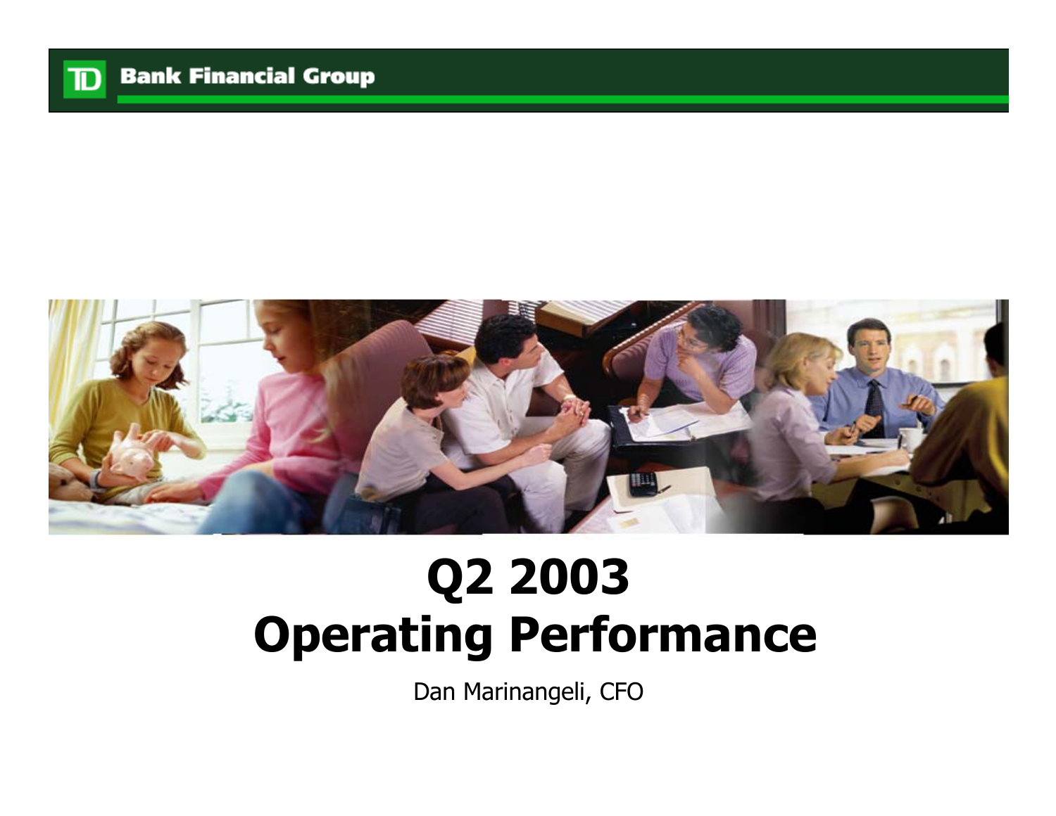TD Bank Financial Group

# Q2 2003
# Operating Performance

Dan Marinangeli, CFO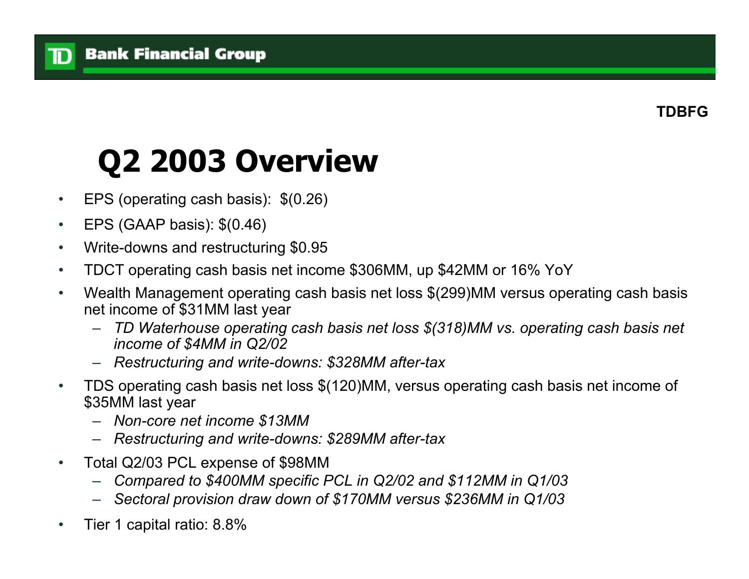# Q2 2003 Overview

- EPS (operating cash basis): $(0.26)
- EPS (GAAP basis): $(0.46)
- Write-downs and restructuring $0.95
- TDCT operating cash basis net income $306MM, up $42MM or 16% YoY
- Wealth Management operating cash basis net loss $(299)MM versus operating cash basis net income of $31MM last year
  - *TD Waterhouse operating cash basis net loss $(318)MM vs. operating cash basis net income of $4MM in Q2/02*
  - *Restructuring and write-downs: $328MM after-tax*
- TDS operating cash basis net loss $(120)MM, versus operating cash basis net income of $35MM last year
  - *Non-core net income $13MM*
  - *Restructuring and write-downs: $289MM after-tax*
- Total Q2/03 PCL expense of $98MM
  - *Compared to $400MM specific PCL in Q2/02 and $112MM in Q1/03*
  - *Sectoral provision draw down of $170MM versus $236MM in Q1/03*
- Tier 1 capital ratio: 8.8%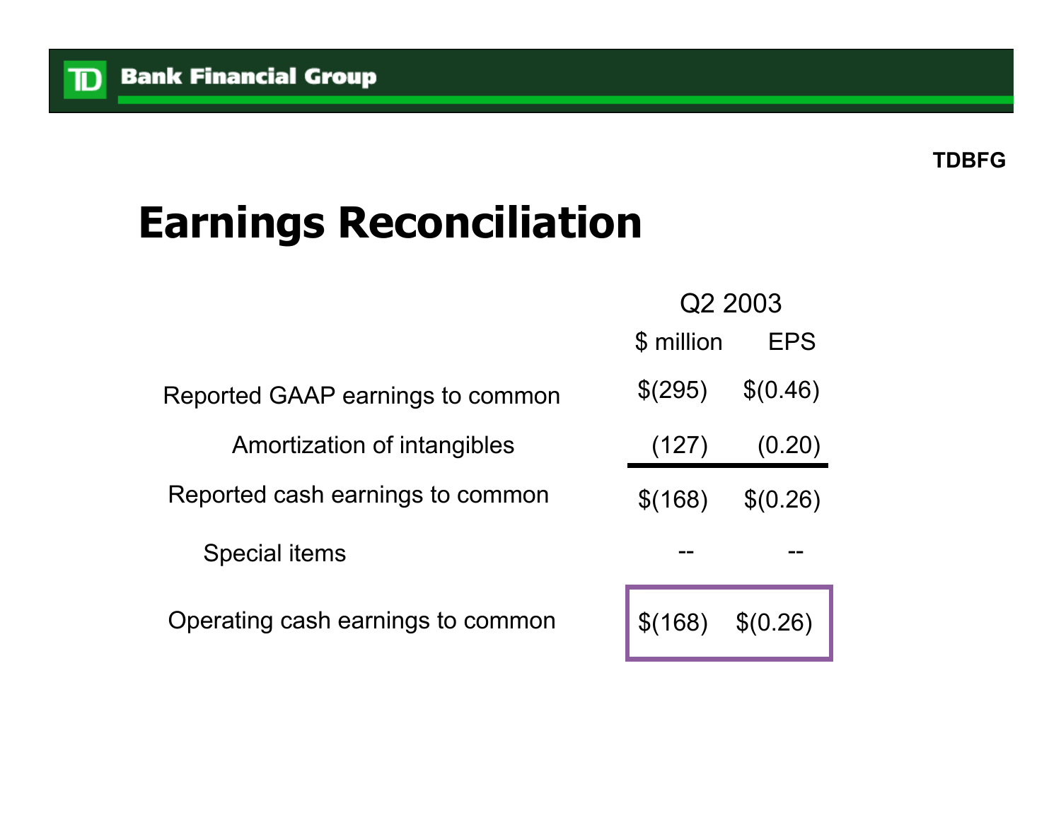TDBFG

# Earnings Reconciliation

| | Q2 2003 | |
|---|---|---|
| | $ million | EPS |
| Reported GAAP earnings to common | $(295) | $(0.46) |
| Amortization of intangibles | (127) | (0.20) |
| Reported cash earnings to common | $(168) | $(0.26) |
| Special items | -- | -- |
| Operating cash earnings to common | $(168) | $(0.26) |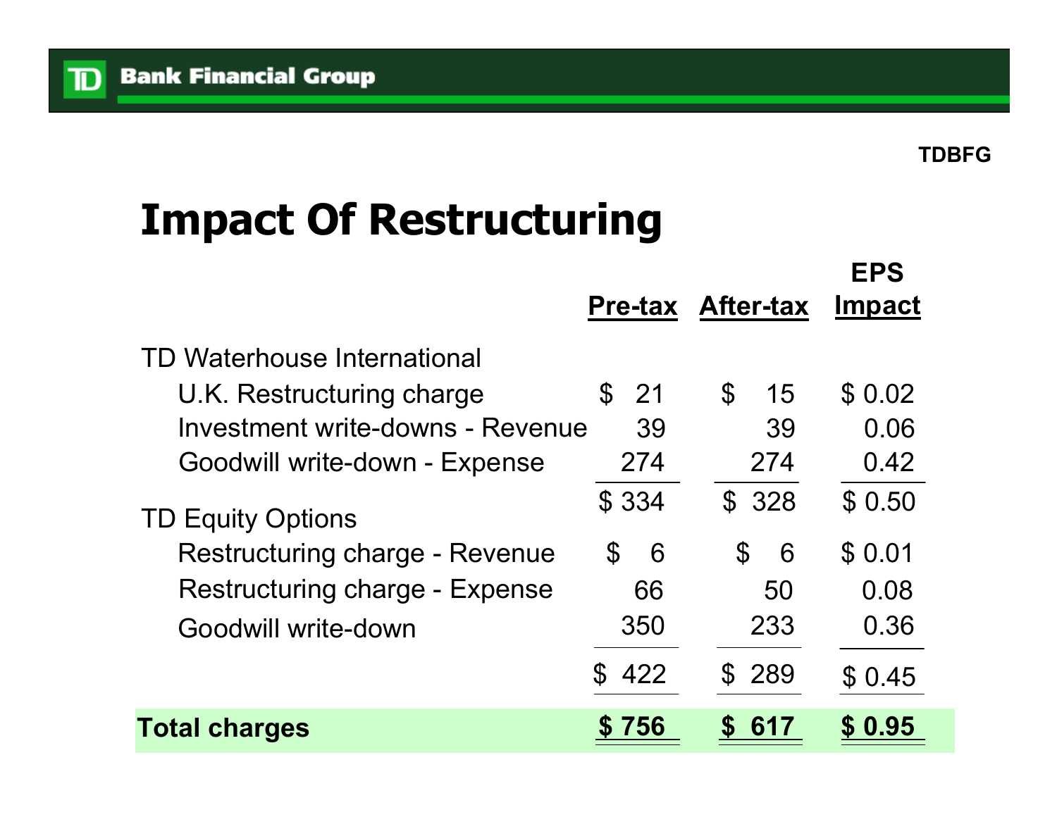TDBFG

# Impact Of Restructuring

| | Pre-tax | After-tax | EPS Impact |
|---|---|---|---|
| TD Waterhouse International | | | |
| U.K. Restructuring charge | $ 21 | $ 15 | $ 0.02 |
| Investment write-downs - Revenue | 39 | 39 | 0.06 |
| Goodwill write-down - Expense | 274 | 274 | 0.42 |
| | $ 334 | $ 328 | $ 0.50 |
| TD Equity Options | | | |
| Restructuring charge - Revenue | $ 6 | $ 6 | $ 0.01 |
| Restructuring charge - Expense | 66 | 50 | 0.08 |
| Goodwill write-down | 350 | 233 | 0.36 |
| | $ 422 | $ 289 | $ 0.45 |
| **Total charges** | **$ 756** | **$ 617** | **$ 0.95** |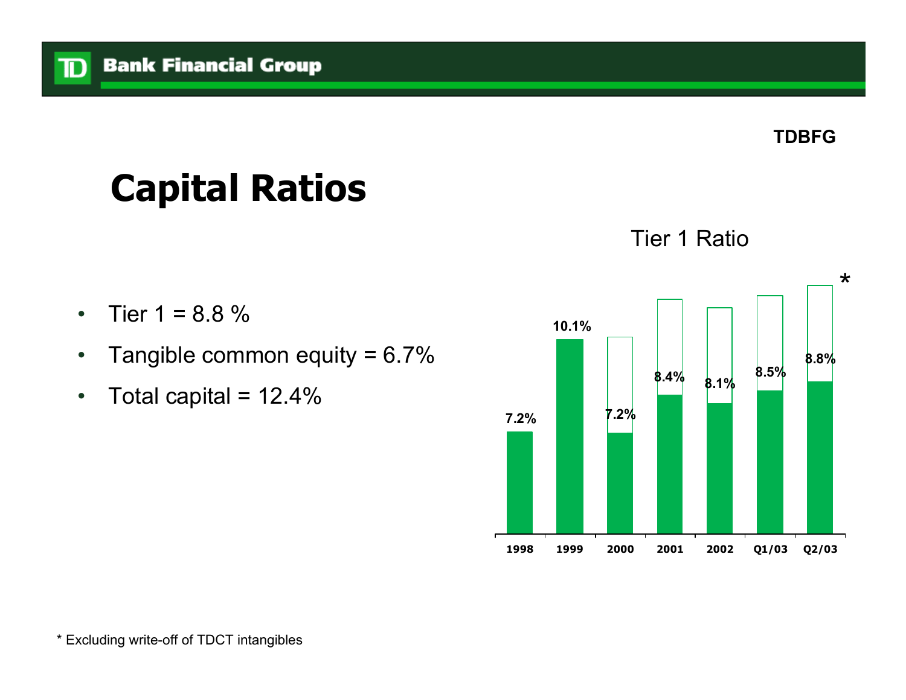TDBFG

# Capital Ratios

- Tier 1 = 8.8 %
- Tangible common equity = 6.7%
- Total capital = 12.4%

Tier 1 Ratio

| 1998 | 1999 | 2000 | 2001 | 2002 | Q1/03 | Q2/03* |
|---|---|---|---|---|---|---|
| 7.2% | 10.1% | 7.2% | 8.4% | 8.1% | 8.5% | 8.8% |

* Excluding write-off of TDCT intangibles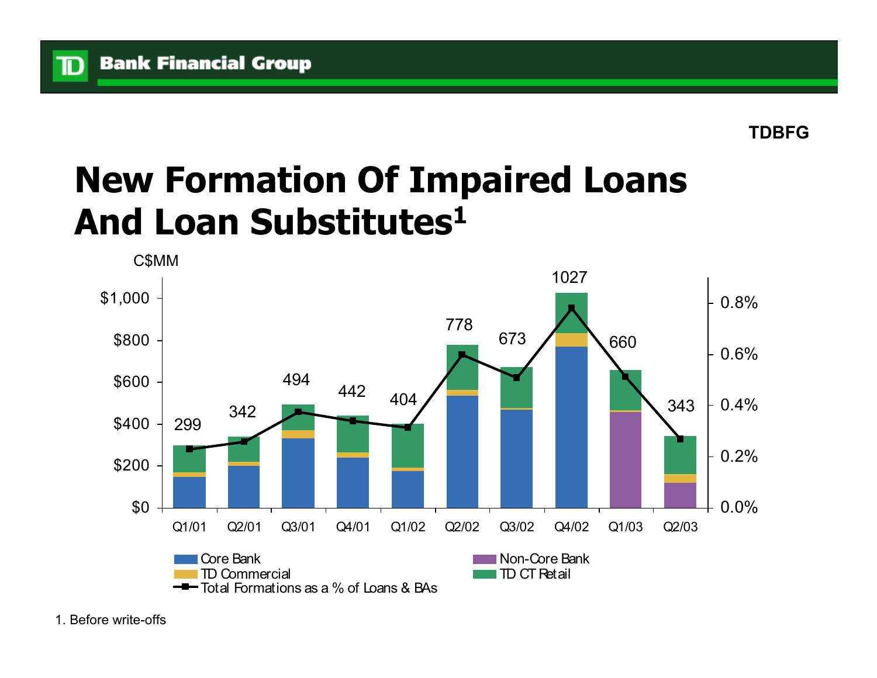TDBFG

# New Formation Of Impaired Loans And Loan Substitutes[1]

C$MM

| Quarter | Total (C$MM) |
| --- | --- |
| Q1/01 | 299 |
| Q2/01 | 342 |
| Q3/01 | 494 |
| Q4/01 | 442 |
| Q1/02 | 404 |
| Q2/02 | 778 |
| Q3/02 | 673 |
| Q4/02 | 1027 |
| Q1/03 | 660 |
| Q2/03 | 343 |

Legend: Core Bank; Non-Core Bank; TD Commercial; TD CT Retail; Total Formations as a % of Loans & BAs

1. Before write-offs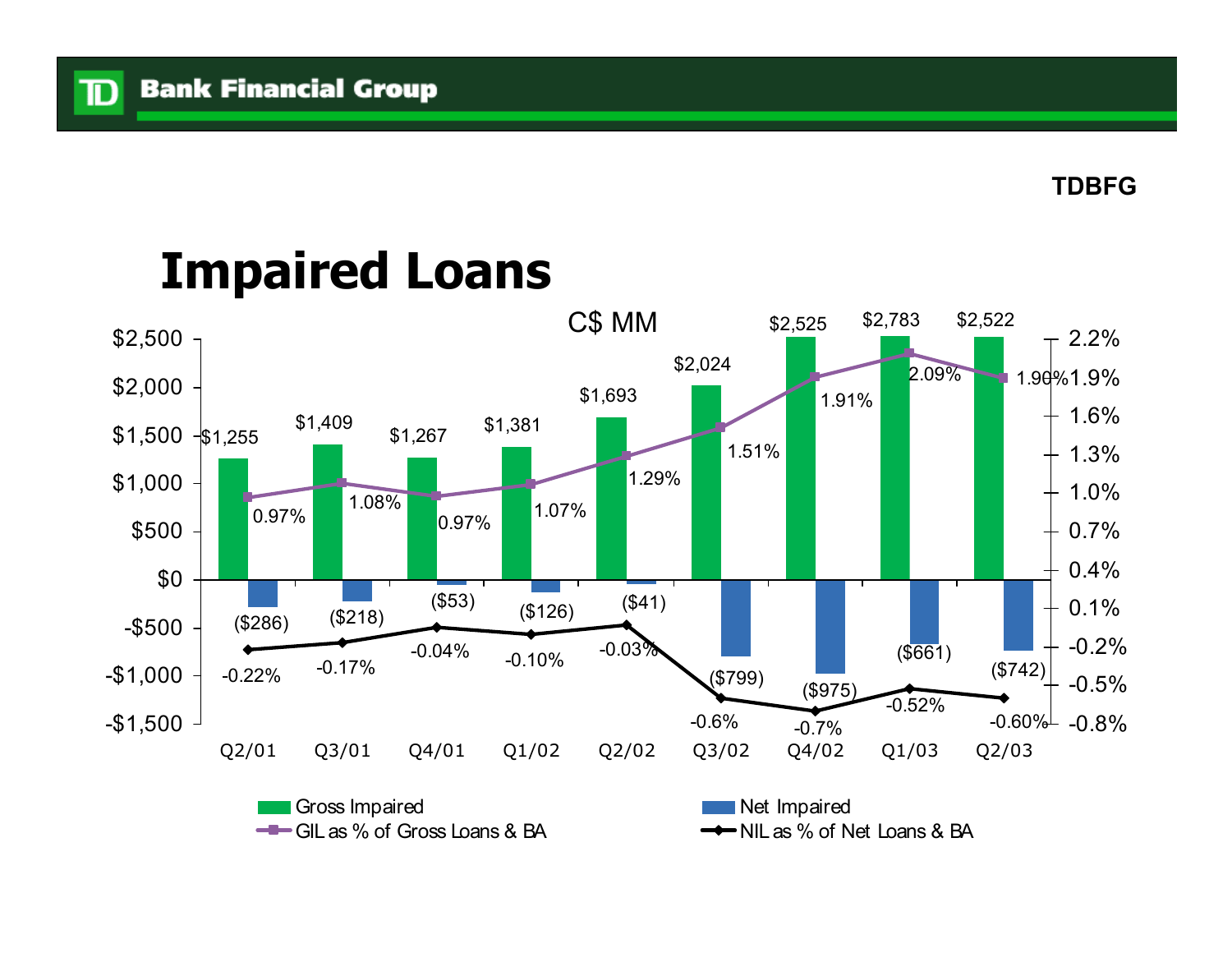TDBFG

# Impaired Loans

C$ MM

| | Q2/01 | Q3/01 | Q4/01 | Q1/02 | Q2/02 | Q3/02 | Q4/02 | Q1/03 | Q2/03 |
|---|---|---|---|---|---|---|---|---|---|
| Gross Impaired | $1,255 | $1,409 | $1,267 | $1,381 | $1,693 | $2,024 | $2,525 | $2,783 | $2,522 |
| Net Impaired | ($286) | ($218) | ($53) | ($126) | ($41) | ($799) | ($975) | ($661) | ($742) |
| GIL as % of Gross Loans & BA | 0.97% | 1.08% | 0.97% | 1.07% | 1.29% | 1.51% | 1.91% | 2.09% | 1.90% |
| NIL as % of Net Loans & BA | -0.22% | -0.17% | -0.04% | -0.10% | -0.03% | -0.6% | -0.7% | -0.52% | -0.60% |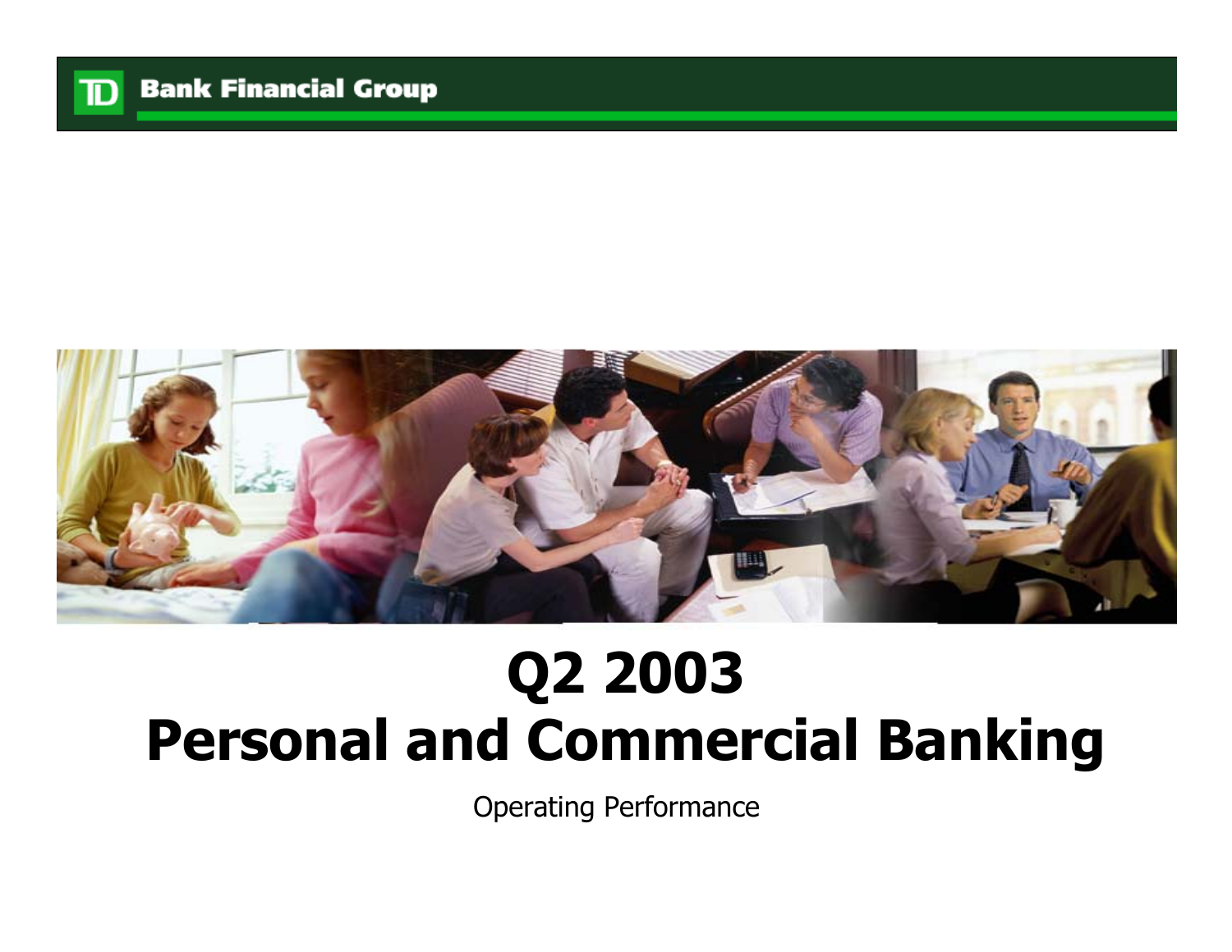# Q2 2003
# Personal and Commercial Banking

Operating Performance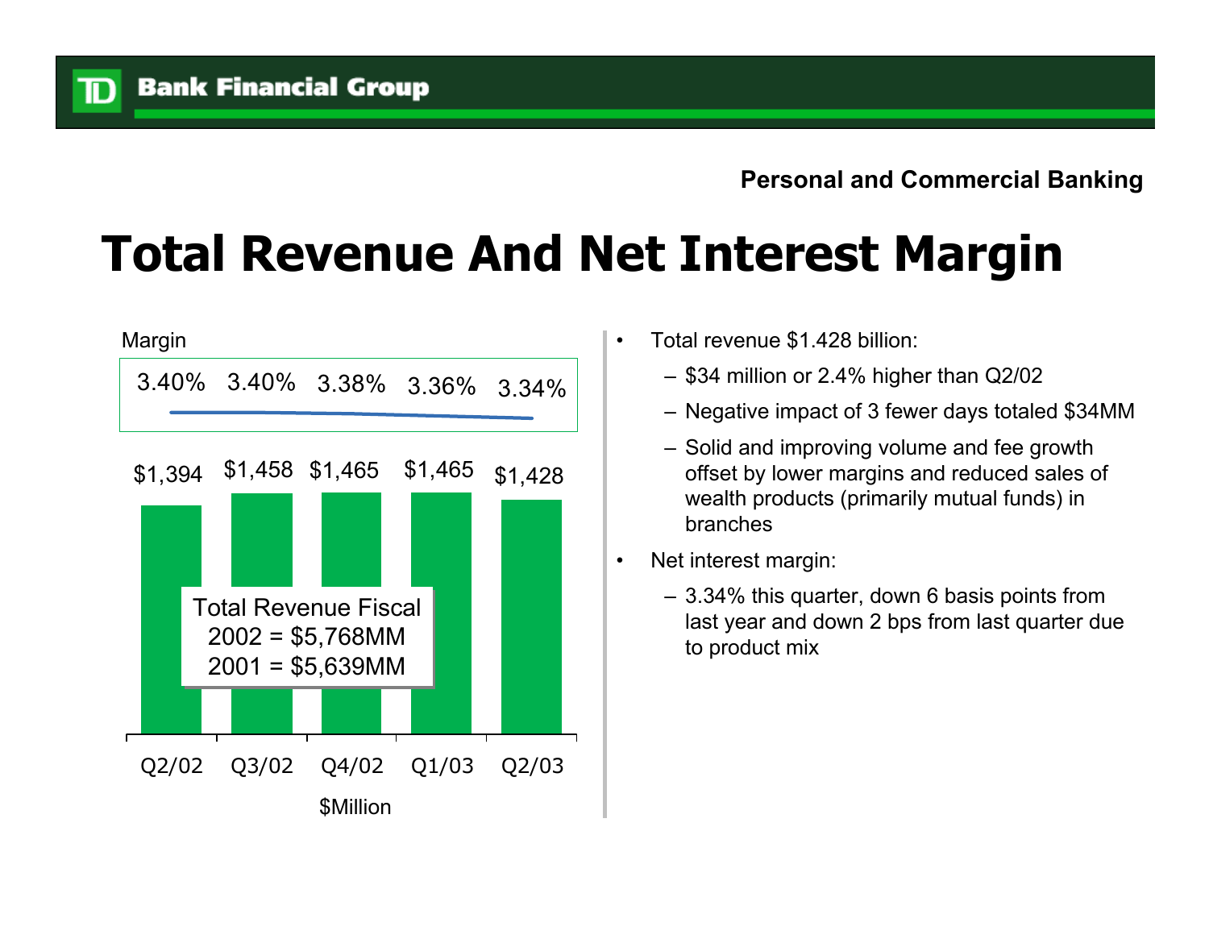Personal and Commercial Banking

# Total Revenue And Net Interest Margin

Margin

| | Q2/02 | Q3/02 | Q4/02 | Q1/03 | Q2/03 |
|---|---|---|---|---|---|
| Margin | 3.40% | 3.40% | 3.38% | 3.36% | 3.34% |
| Total Revenue ($Million) | $1,394 | $1,458 | $1,465 | $1,465 | $1,428 |

Total Revenue Fiscal
2002 = $5,768MM
2001 = $5,639MM

$Million

- Total revenue $1.428 billion:
  - $34 million or 2.4% higher than Q2/02
  - Negative impact of 3 fewer days totaled $34MM
  - Solid and improving volume and fee growth offset by lower margins and reduced sales of wealth products (primarily mutual funds) in branches
- Net interest margin:
  - 3.34% this quarter, down 6 basis points from last year and down 2 bps from last quarter due to product mix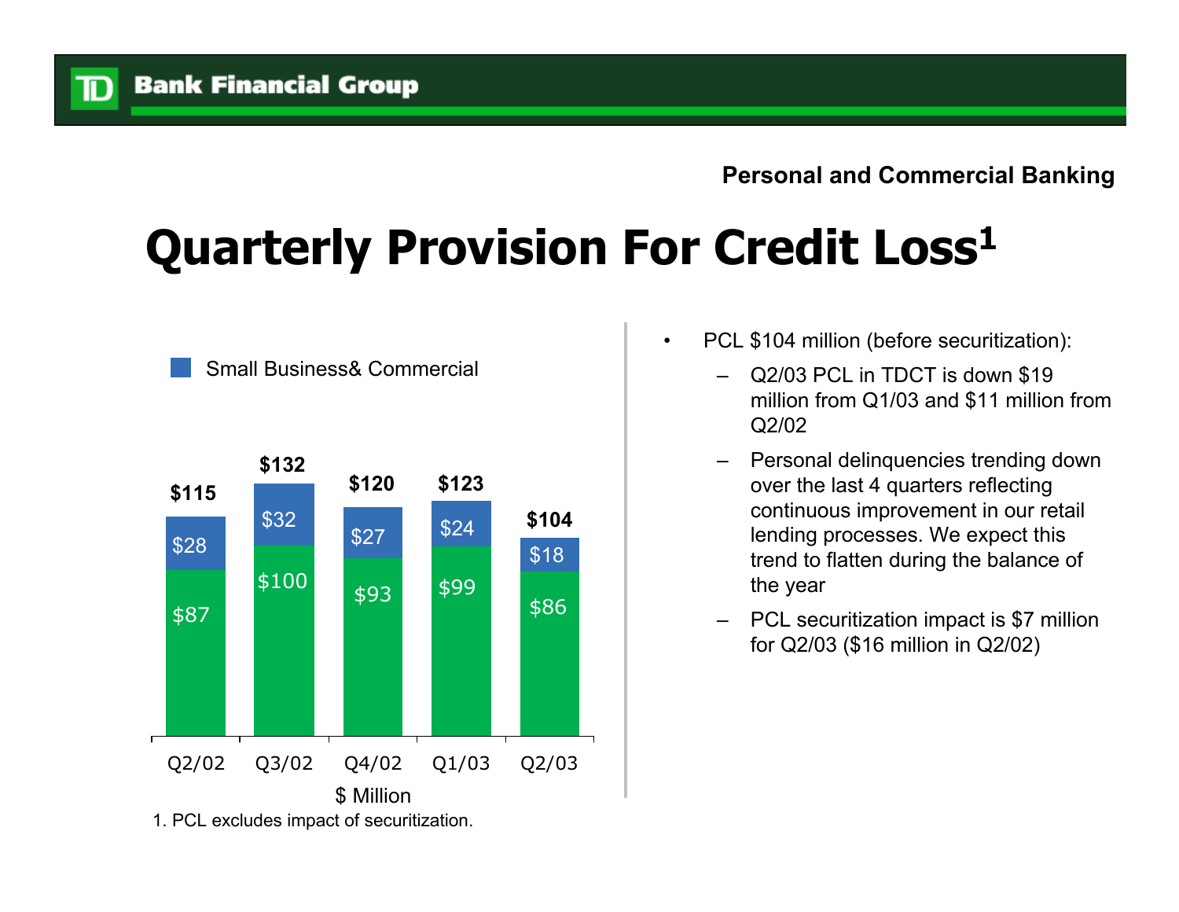Personal and Commercial Banking

# Quarterly Provision For Credit Loss[1]

Small Business& Commercial

| | Q2/02 | Q3/02 | Q4/02 | Q1/03 | Q2/03 |
|---|---|---|---|---|---|
| Small Business& Commercial | $28 | $32 | $27 | $24 | $18 |
| | $87 | $100 | $93 | $99 | $86 |
| Total | $115 | $132 | $120 | $123 | $104 |

$ Million

1. PCL excludes impact of securitization.

- PCL $104 million (before securitization):
  - Q2/03 PCL in TDCT is down $19 million from Q1/03 and $11 million from Q2/02
  - Personal delinquencies trending down over the last 4 quarters reflecting continuous improvement in our retail lending processes. We expect this trend to flatten during the balance of the year
  - PCL securitization impact is $7 million for Q2/03 ($16 million in Q2/02)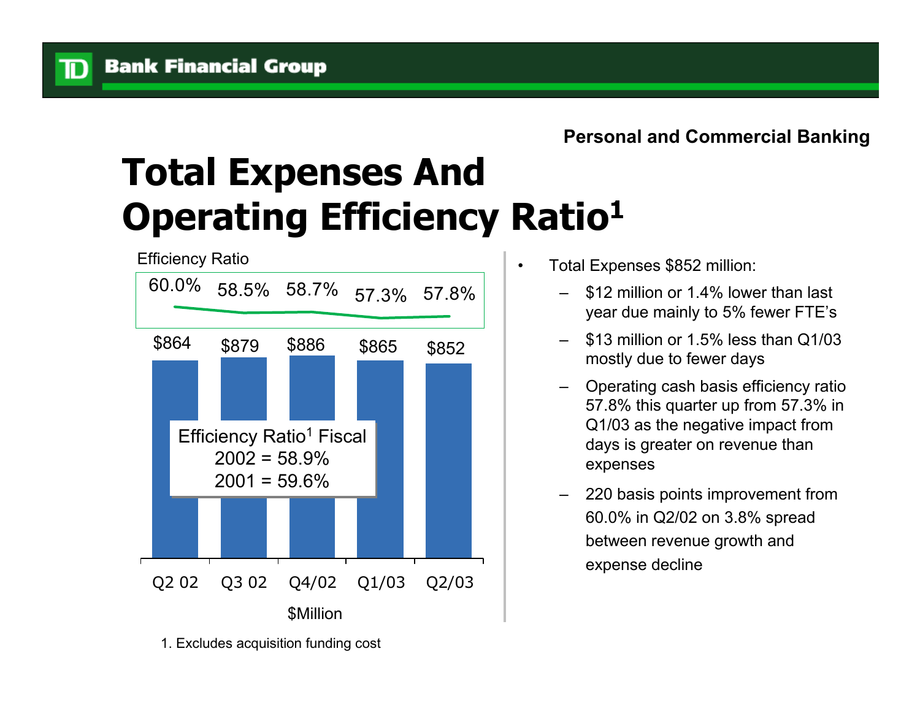Personal and Commercial Banking

# Total Expenses And Operating Efficiency Ratio[1]

Efficiency Ratio

| | Q2 02 | Q3 02 | Q4/02 | Q1/03 | Q2/03 |
|---|---|---|---|---|---|
| Efficiency Ratio | 60.0% | 58.5% | 58.7% | 57.3% | 57.8% |
| Total Expenses ($Million) | $864 | $879 | $886 | $865 | $852 |

Efficiency Ratio[1] Fiscal
2002 = 58.9%
2001 = 59.6%

- Total Expenses $852 million:
  - $12 million or 1.4% lower than last year due mainly to 5% fewer FTE's
  - $13 million or 1.5% less than Q1/03 mostly due to fewer days
  - Operating cash basis efficiency ratio 57.8% this quarter up from 57.3% in Q1/03 as the negative impact from days is greater on revenue than expenses
  - 220 basis points improvement from 60.0% in Q2/02 on 3.8% spread between revenue growth and expense decline

1. Excludes acquisition funding cost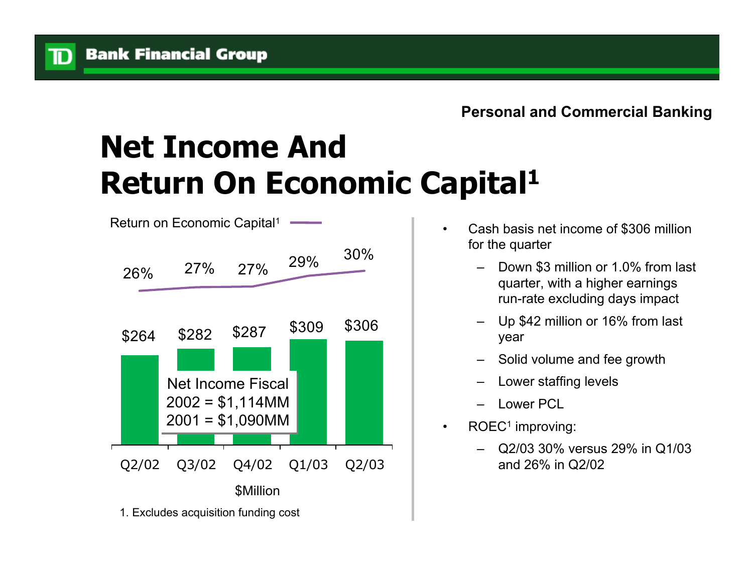Personal and Commercial Banking

# Net Income And Return On Economic Capital[1]

Return on Economic Capital[1]

| | Q2/02 | Q3/02 | Q4/02 | Q1/03 | Q2/03 |
|---|---|---|---|---|---|
| Return on Economic Capital[1] | 26% | 27% | 27% | 29% | 30% |
| Net Income ($Million) | $264 | $282 | $287 | $309 | $306 |

Net Income Fiscal
2002 = $1,114MM
2001 = $1,090MM

$Million

1. Excludes acquisition funding cost

- Cash basis net income of $306 million for the quarter
  - Down $3 million or 1.0% from last quarter, with a higher earnings run-rate excluding days impact
  - Up $42 million or 16% from last year
  - Solid volume and fee growth
  - Lower staffing levels
  - Lower PCL
- ROEC[1] improving:
  - Q2/03 30% versus 29% in Q1/03 and 26% in Q2/02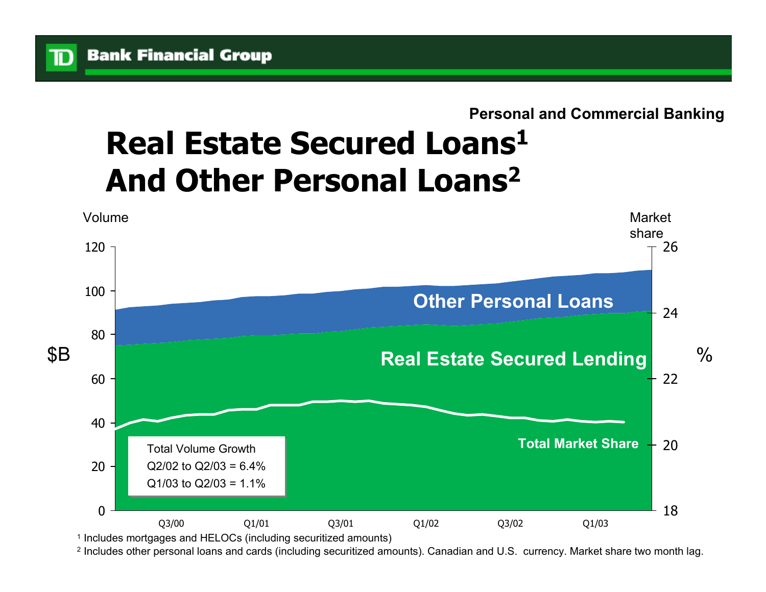Personal and Commercial Banking

# Real Estate Secured Loans[1] And Other Personal Loans[2]

Volume

Market share

$B

%

Other Personal Loans

Real Estate Secured Lending

Total Market Share

Total Volume Growth
Q2/02 to Q2/03 = 6.4%
Q1/03 to Q2/03 = 1.1%

Q3/00 Q1/01 Q3/01 Q1/02 Q3/02 Q1/03

[1] Includes mortgages and HELOCs (including securitized amounts)

[2] Includes other personal loans and cards (including securitized amounts). Canadian and U.S. currency. Market share two month lag.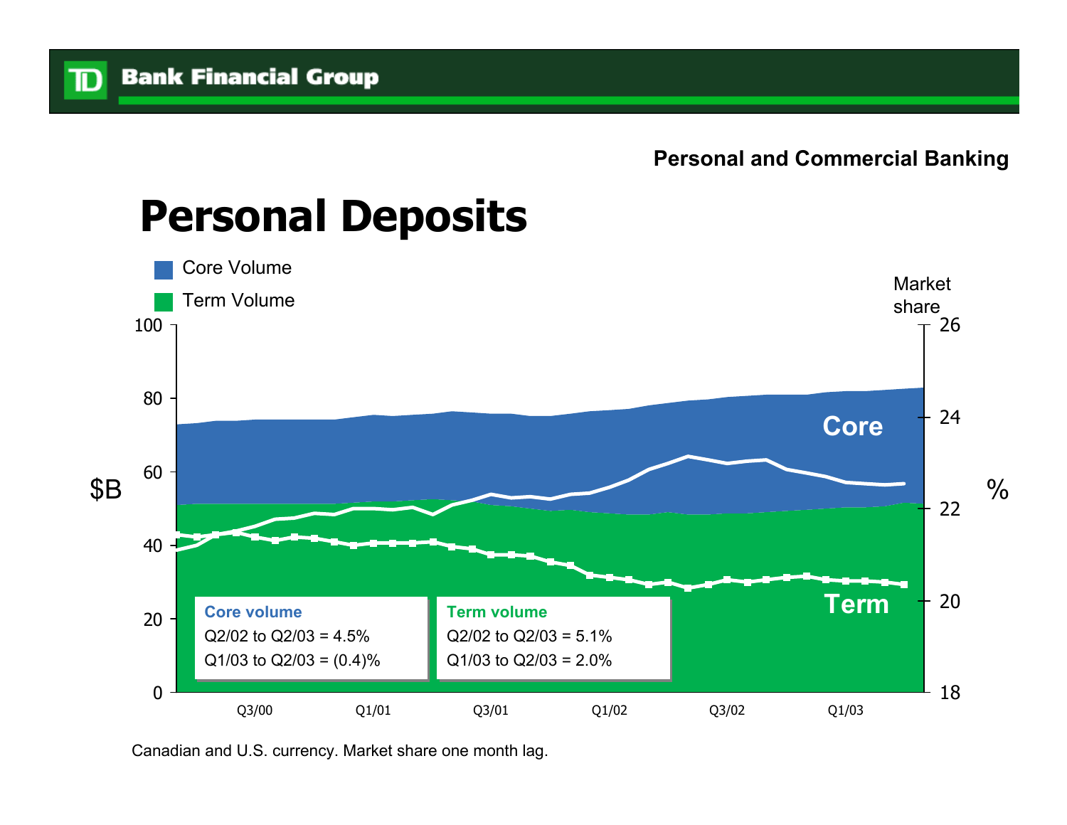Personal and Commercial Banking

# Personal Deposits

Core Volume

Term Volume

**Core volume**
Q2/02 to Q2/03 = 4.5%
Q1/03 to Q2/03 = (0.4)%

**Term volume**
Q2/02 to Q2/03 = 5.1%
Q1/03 to Q2/03 = 2.0%

Canadian and U.S. currency. Market share one month lag.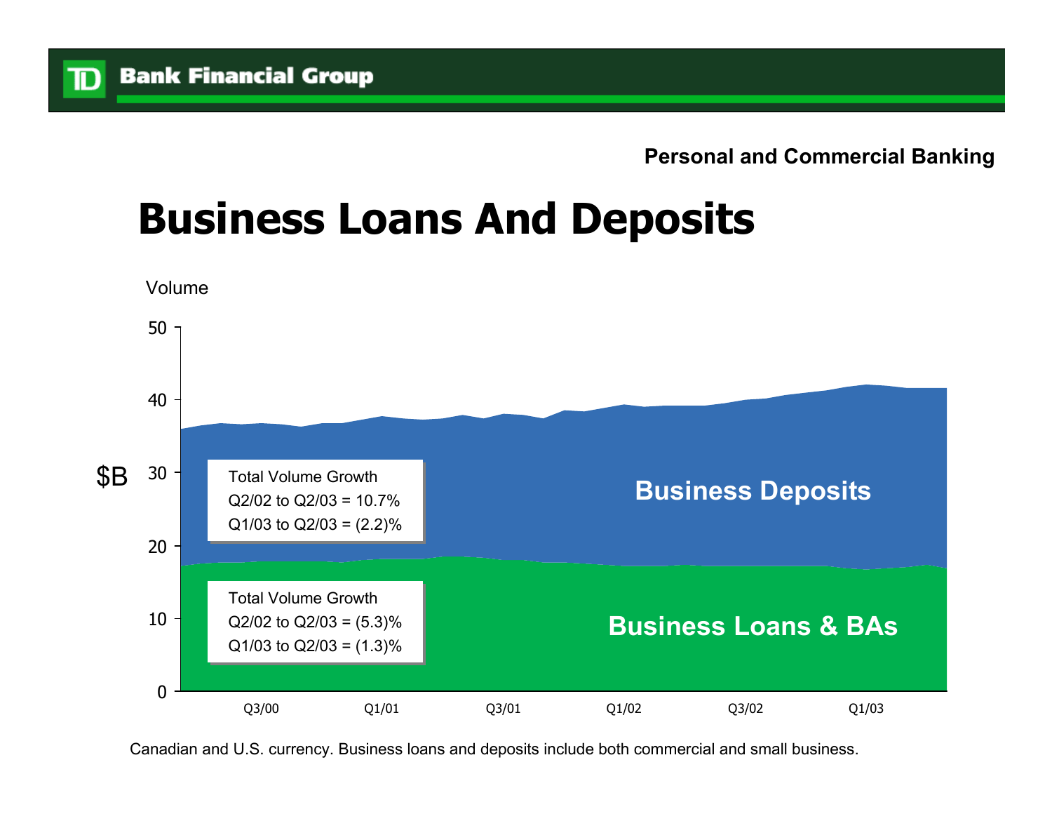Personal and Commercial Banking

# Business Loans And Deposits

Volume

$B

Total Volume Growth
Q2/02 to Q2/03 = 10.7%
Q1/03 to Q2/03 = (2.2)%

Business Deposits

Total Volume Growth
Q2/02 to Q2/03 = (5.3)%
Q1/03 to Q2/03 = (1.3)%

Business Loans & BAs

Q3/00 Q1/01 Q3/01 Q1/02 Q3/02 Q1/03

Canadian and U.S. currency. Business loans and deposits include both commercial and small business.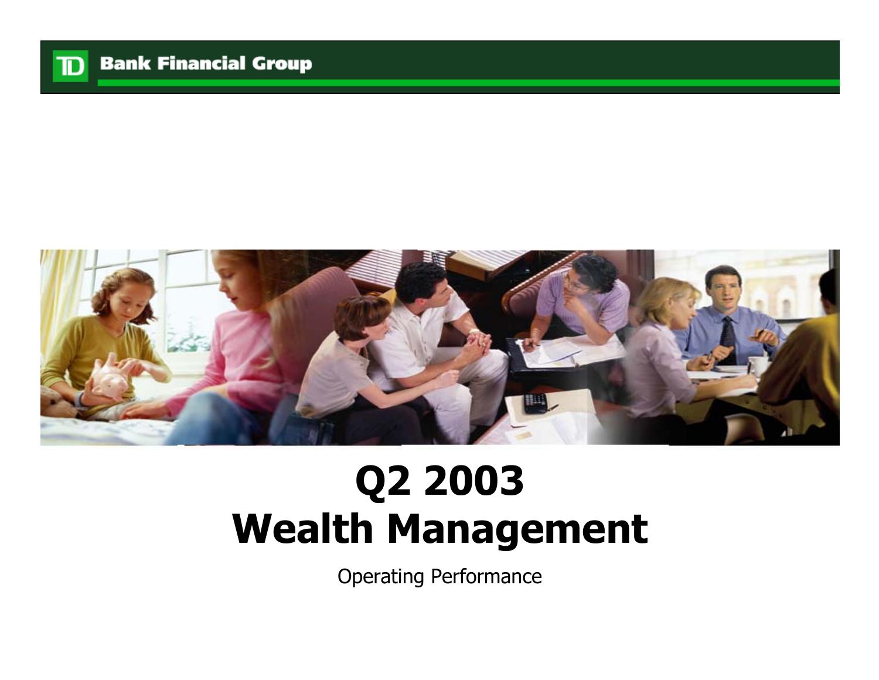# Q2 2003 Wealth Management

Operating Performance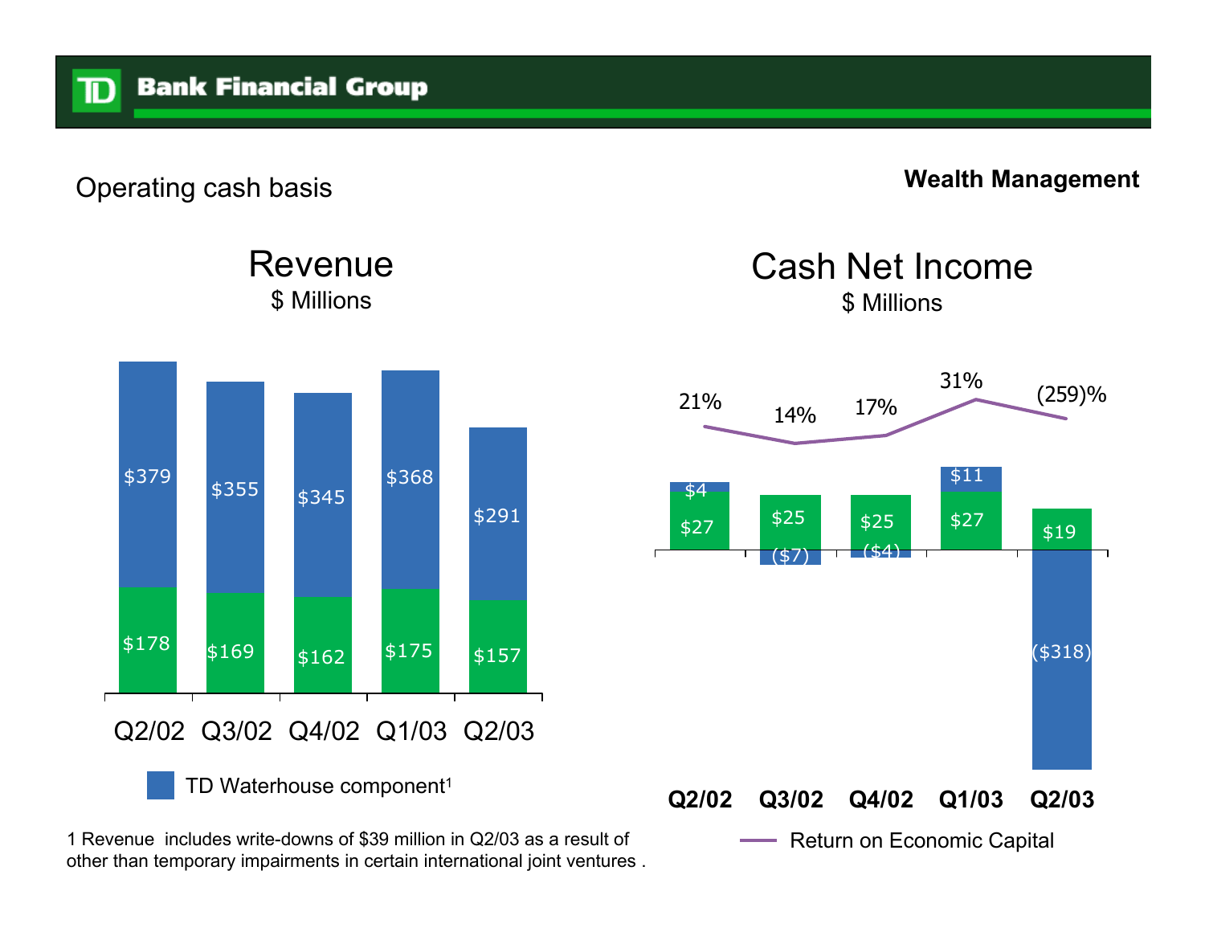Operating cash basis

**Wealth Management**

## Revenue

$ Millions

| | Q2/02 | Q3/02 | Q4/02 | Q1/03 | Q2/03 |
|---|---|---|---|---|---|
| TD Waterhouse component[1] | $379 | $355 | $345 | $368 | $291 |
| Other | $178 | $169 | $162 | $175 | $157 |

## Cash Net Income

$ Millions

| | Q2/02 | Q3/02 | Q4/02 | Q1/03 | Q2/03 |
|---|---|---|---|---|---|
| TD Waterhouse component | $4 | ($7) | ($4) | $11 | ($318) |
| Other | $27 | $25 | $25 | $27 | $19 |
| Return on Economic Capital | 21% | 14% | 17% | 31% | (259)% |

1 Revenue includes write-downs of $39 million in Q2/03 as a result of other than temporary impairments in certain international joint ventures .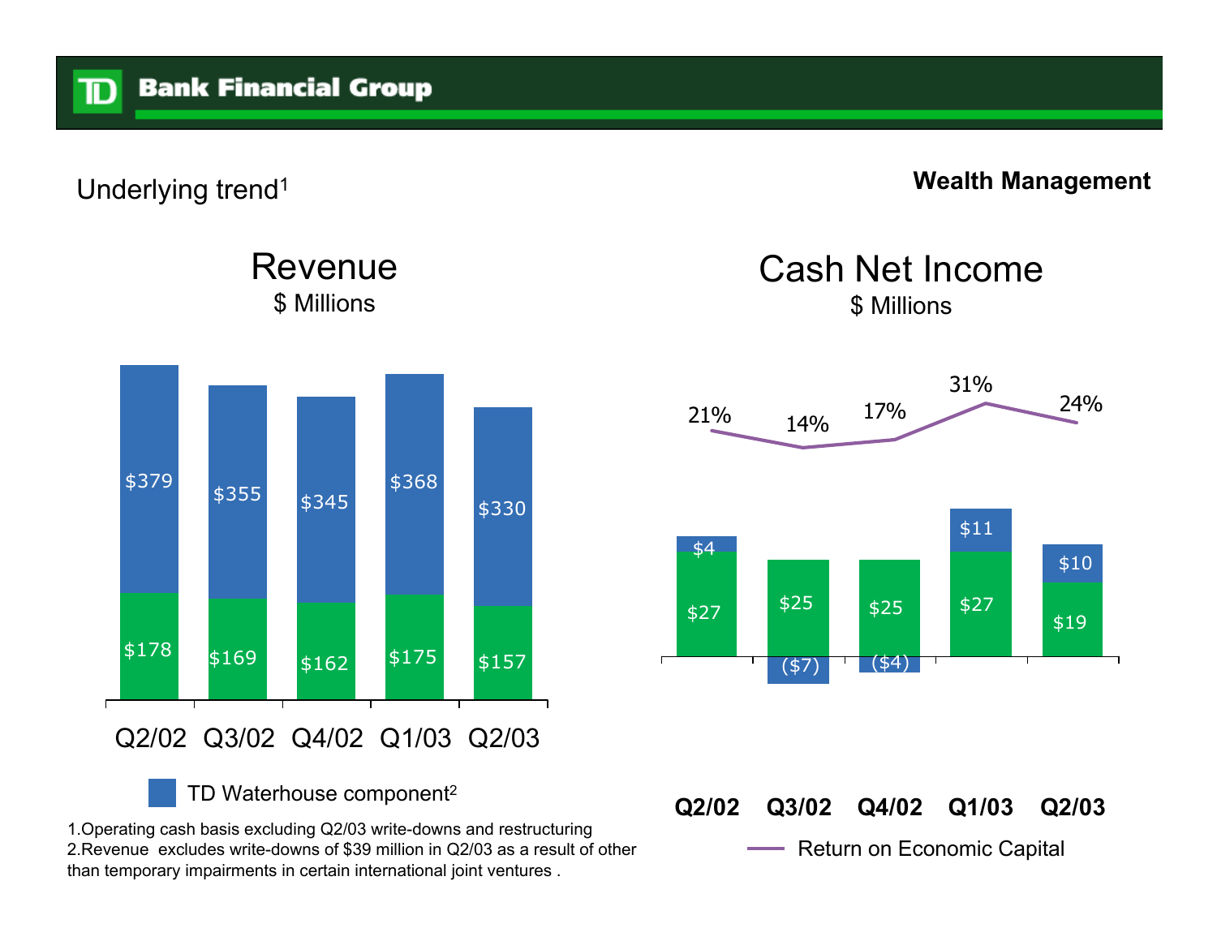Underlying trend[1]

**Wealth Management**

## Revenue

$ Millions

| | Q2/02 | Q3/02 | Q4/02 | Q1/03 | Q2/03 |
|---|---|---|---|---|---|
| TD Waterhouse component[2] | $379 | $355 | $345 | $368 | $330 |
| Other | $178 | $169 | $162 | $175 | $157 |

## Cash Net Income

$ Millions

| | Q2/02 | Q3/02 | Q4/02 | Q1/03 | Q2/03 |
|---|---|---|---|---|---|
| TD Waterhouse component | $4 | ($7) | ($4) | $11 | $10 |
| Other | $27 | $25 | $25 | $27 | $19 |
| Return on Economic Capital | 21% | 14% | 17% | 31% | 24% |

1.Operating cash basis excluding Q2/03 write-downs and restructuring

2.Revenue excludes write-downs of $39 million in Q2/03 as a result of other than temporary impairments in certain international joint ventures .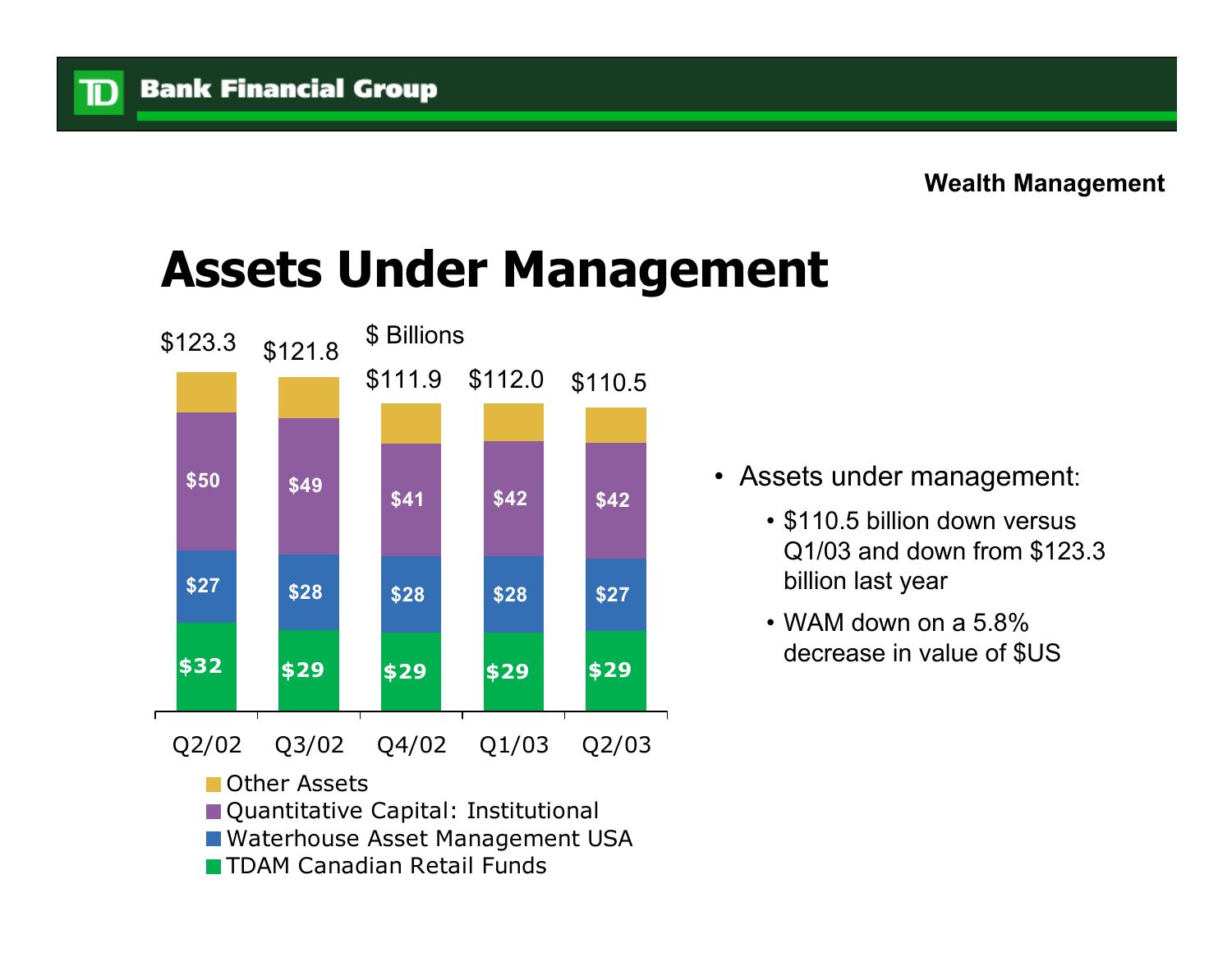**Wealth Management**

# Assets Under Management

$ Billions

| | Q2/02 | Q3/02 | Q4/02 | Q1/03 | Q2/03 |
|---|---|---|---|---|---|
| Total | $123.3 | $121.8 | $111.9 | $112.0 | $110.5 |
| Other Assets | | | | | |
| Quantitative Capital: Institutional | $50 | $49 | $41 | $42 | $42 |
| Waterhouse Asset Management USA | $27 | $28 | $28 | $28 | $27 |
| TDAM Canadian Retail Funds | $32 | $29 | $29 | $29 | $29 |

- Assets under management:
  - $110.5 billion down versus Q1/03 and down from $123.3 billion last year
  - WAM down on a 5.8% decrease in value of $US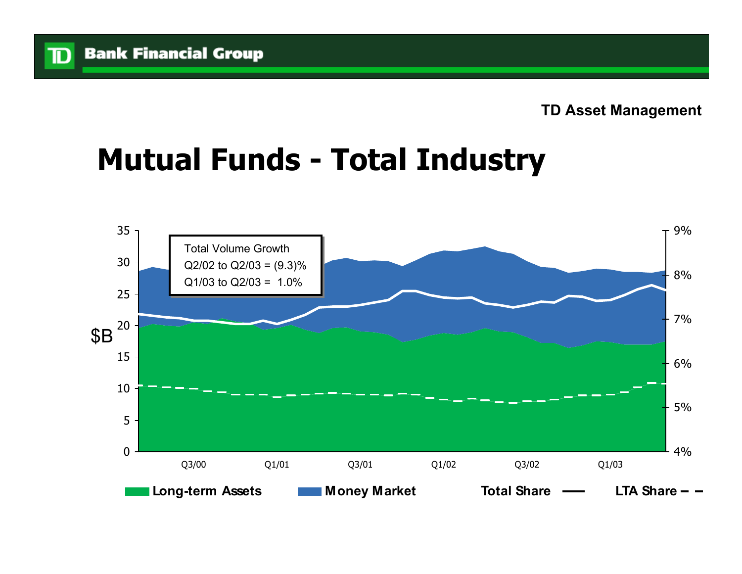TD Asset Management

# Mutual Funds - Total Industry

Total Volume Growth
Q2/02 to Q2/03 = (9.3)%
Q1/03 to Q2/03 = 1.0%

$B

0, 5, 10, 15, 20, 25, 30, 35

4%, 5%, 6%, 7%, 8%, 9%

Q3/00, Q1/01, Q3/01, Q1/02, Q3/02, Q1/03

Long-term Assets | Money Market | Total Share | LTA Share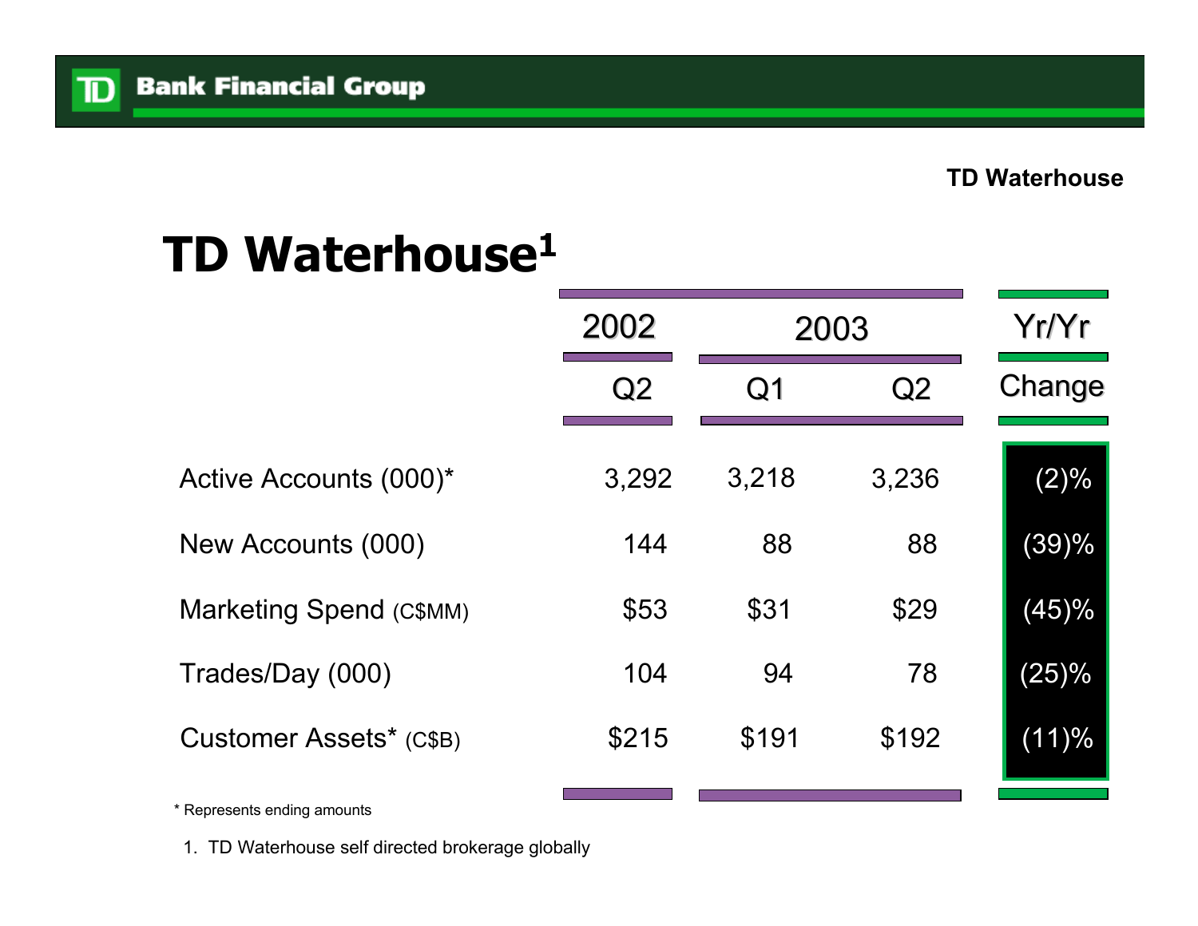# TD Waterhouse[1]

| | 2002 | 2003 | | Yr/Yr |
|---|---|---|---|---|
| | Q2 | Q1 | Q2 | Change |
| Active Accounts (000)* | 3,292 | 3,218 | 3,236 | (2)% |
| New Accounts (000) | 144 | 88 | 88 | (39)% |
| Marketing Spend (C$MM) | $53 | $31 | $29 | (45)% |
| Trades/Day (000) | 104 | 94 | 78 | (25)% |
| Customer Assets* (C$B) | $215 | $191 | $192 | (11)% |

\* Represents ending amounts

1. TD Waterhouse self directed brokerage globally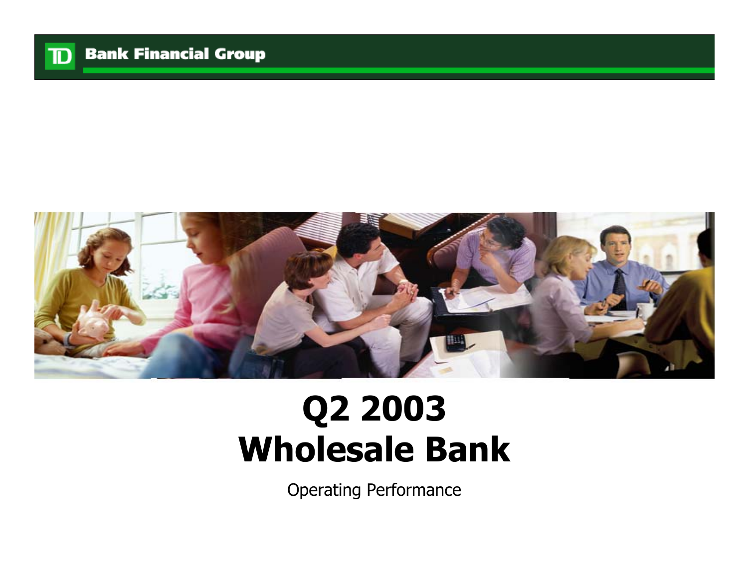# Q2 2003
# Wholesale Bank

Operating Performance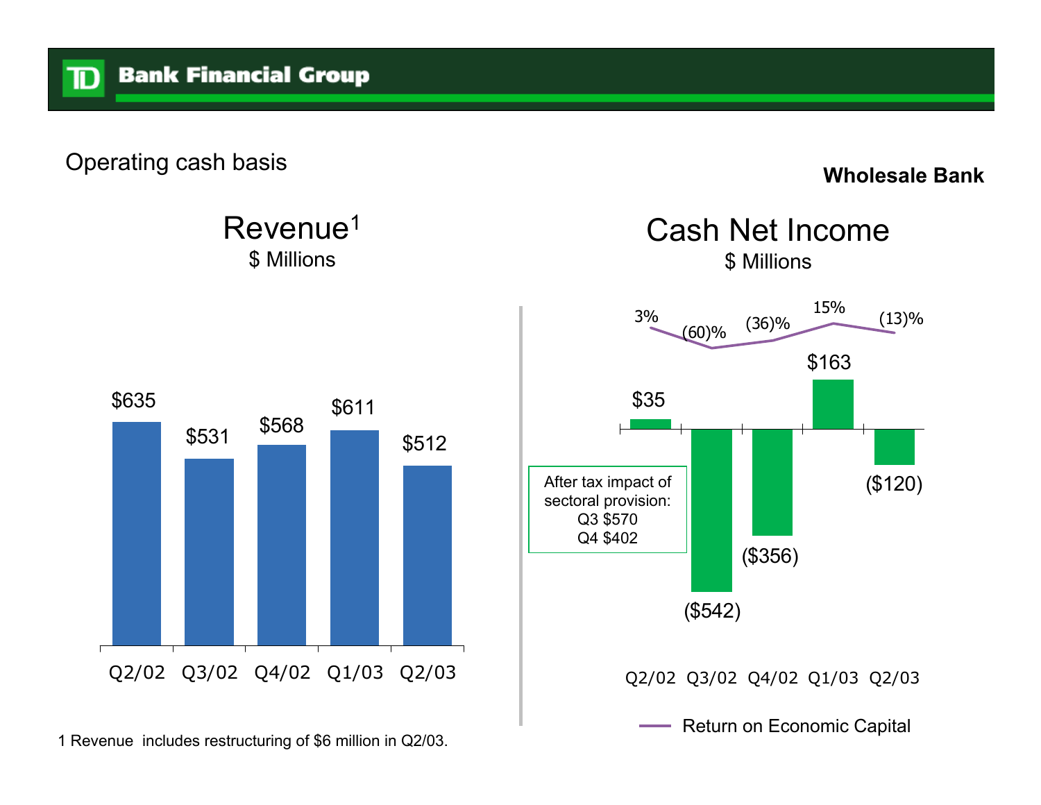Operating cash basis

**Wholesale Bank**

## Revenue[1]

$ Millions

| Quarter | Revenue |
| --- | --- |
| Q2/02 | $635 |
| Q3/02 | $531 |
| Q4/02 | $568 |
| Q1/03 | $611 |
| Q2/03 | $512 |

## Cash Net Income

$ Millions

| Quarter | Cash Net Income | Return on Economic Capital |
| --- | --- | --- |
| Q2/02 | $35 | 3% |
| Q3/02 | ($542) | (60)% |
| Q4/02 | ($356) | (36)% |
| Q1/03 | $163 | 15% |
| Q2/03 | ($120) | (13)% |

After tax impact of sectoral provision:
Q3 $570
Q4 $402

1 Revenue includes restructuring of $6 million in Q2/03.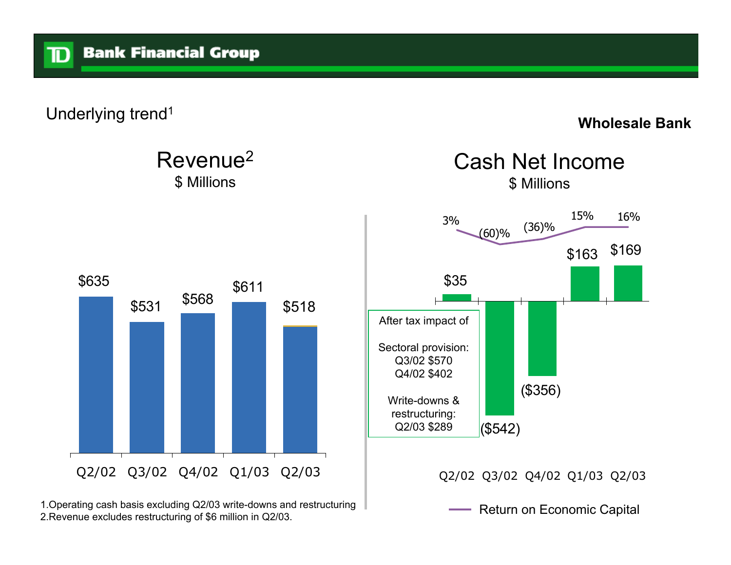# Wholesale Bank

## Underlying trend[1]

### Revenue[2]

$ Millions

| Quarter | Revenue |
|---|---|
| Q2/02 | $635 |
| Q3/02 | $531 |
| Q4/02 | $568 |
| Q1/03 | $611 |
| Q2/03 | $518 |

### Cash Net Income

$ Millions

| Quarter | Cash Net Income | Return on Economic Capital |
|---|---|---|
| Q2/02 | $35 | 3% |
| Q3/02 | ($542) | (60)% |
| Q4/02 | ($356) | (36)% |
| Q1/03 | $163 | 15% |
| Q2/03 | $169 | 16% |

After tax impact of

Sectoral provision:
Q3/02 $570
Q4/02 $402

Write-downs & restructuring:
Q2/03 $289

1.Operating cash basis excluding Q2/03 write-downs and restructuring
2.Revenue excludes restructuring of $6 million in Q2/03.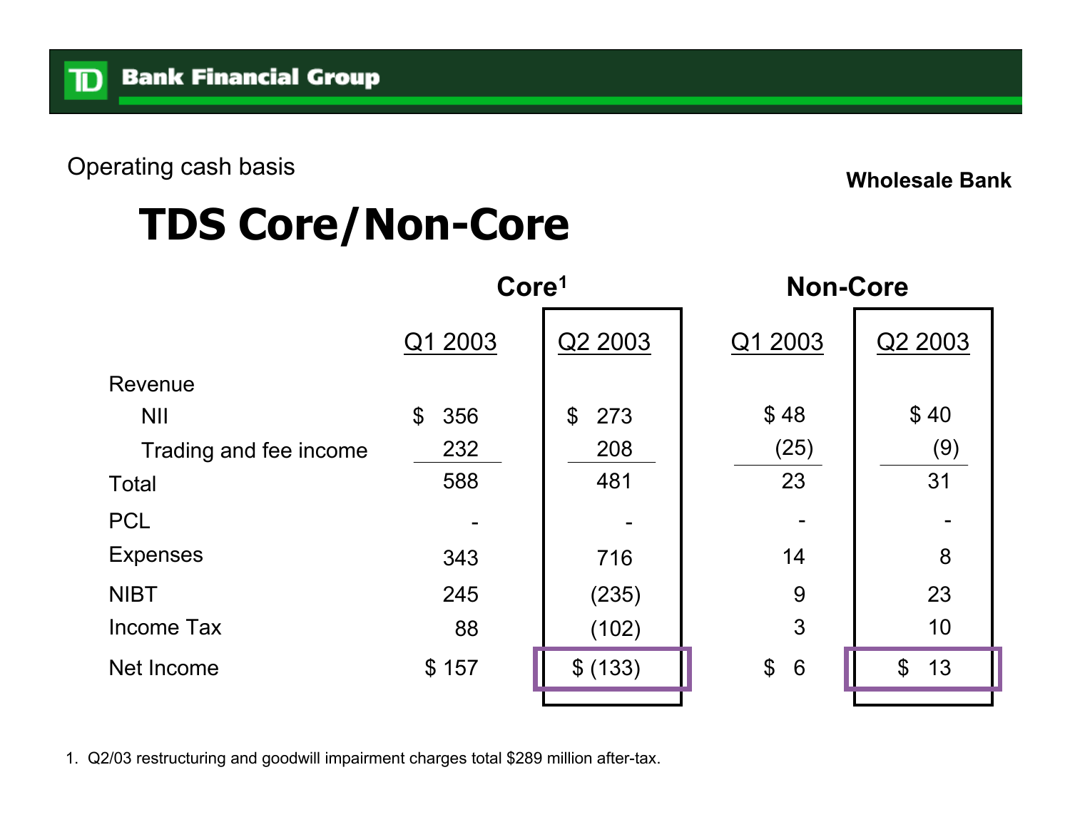Operating cash basis

**Wholesale Bank**

# TDS Core/Non-Core

| | Core[1] | | Non-Core | |
|---|---|---|---|---|
| | Q1 2003 | Q2 2003 | Q1 2003 | Q2 2003 |
| Revenue | | | | |
| NII | $ 356 | $ 273 | $ 48 | $ 40 |
| Trading and fee income | 232 | 208 | (25) | (9) |
| Total | 588 | 481 | 23 | 31 |
| PCL | - | - | - | - |
| Expenses | 343 | 716 | 14 | 8 |
| NIBT | 245 | (235) | 9 | 23 |
| Income Tax | 88 | (102) | 3 | 10 |
| Net Income | $ 157 | $ (133) | $ 6 | $ 13 |

1. Q2/03 restructuring and goodwill impairment charges total $289 million after-tax.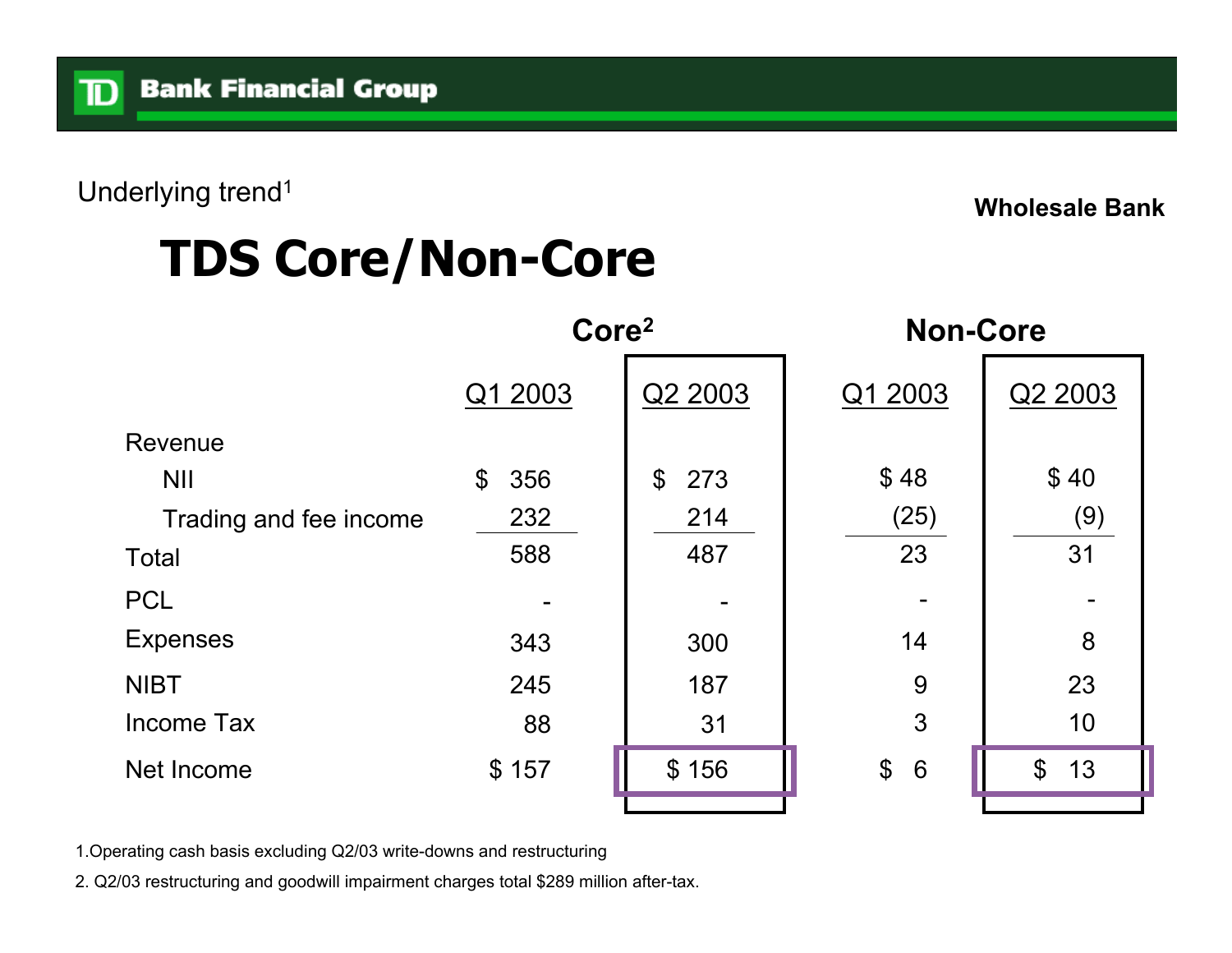Underlying trend[1]

**Wholesale Bank**

# TDS Core/Non-Core

| | Core[2] | | Non-Core | |
|---|---|---|---|---|
| | Q1 2003 | Q2 2003 | Q1 2003 | Q2 2003 |
| Revenue | | | | |
| NII | $ 356 | $ 273 | $ 48 | $ 40 |
| Trading and fee income | 232 | 214 | (25) | (9) |
| Total | 588 | 487 | 23 | 31 |
| PCL | - | - | - | - |
| Expenses | 343 | 300 | 14 | 8 |
| NIBT | 245 | 187 | 9 | 23 |
| Income Tax | 88 | 31 | 3 | 10 |
| Net Income | $ 157 | $ 156 | $ 6 | $ 13 |

1.Operating cash basis excluding Q2/03 write-downs and restructuring

2. Q2/03 restructuring and goodwill impairment charges total $289 million after-tax.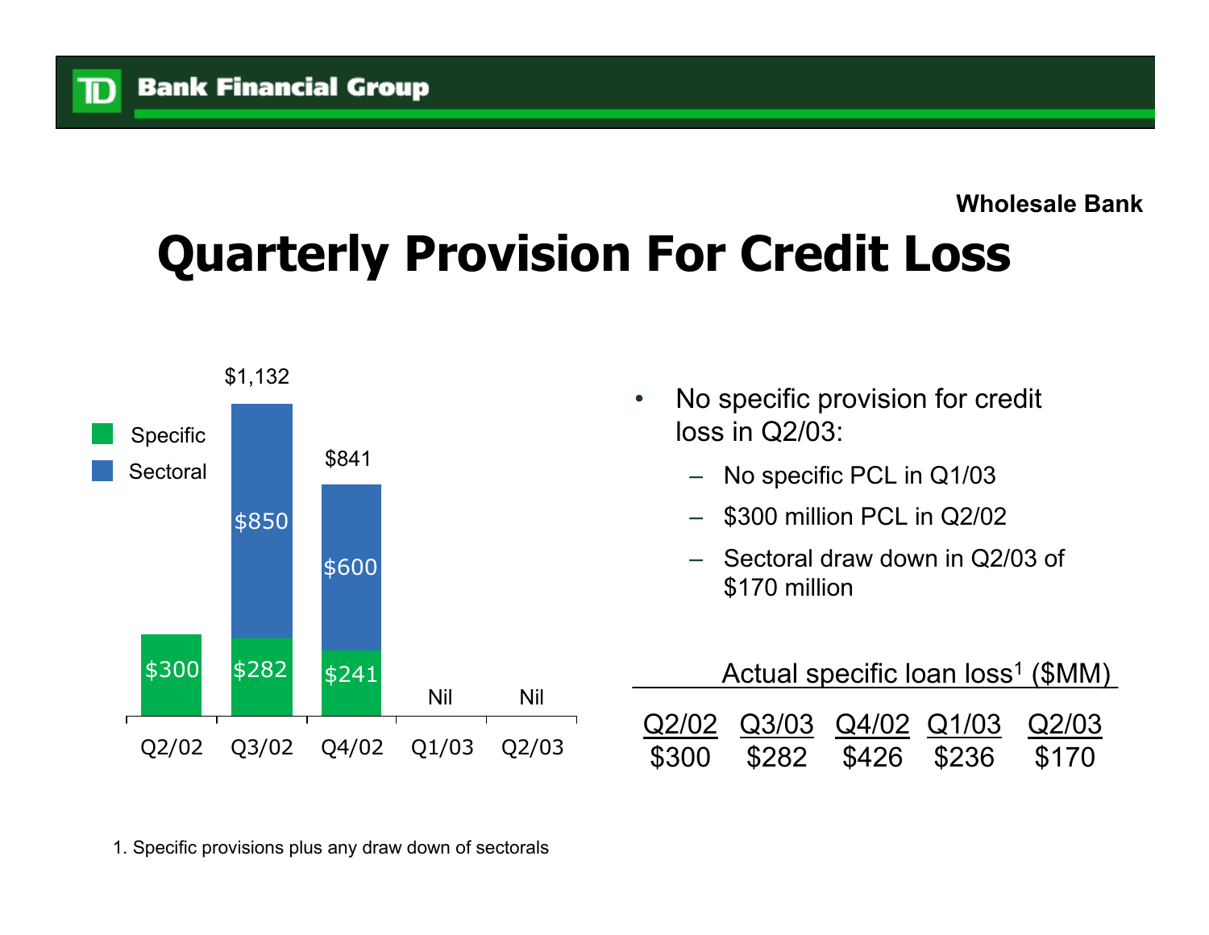Wholesale Bank

# Quarterly Provision For Credit Loss

| | Q2/02 | Q3/02 | Q4/02 | Q1/03 | Q2/03 |
|---|---|---|---|---|---|
| Specific | $300 | $282 | $241 | Nil | Nil |
| Sectoral | | $850 | $600 | | |
| Total | | $1,132 | $841 | | |

- No specific provision for credit loss in Q2/03:
  - No specific PCL in Q1/03
  - $300 million PCL in Q2/02
  - Sectoral draw down in Q2/03 of $170 million

Actual specific loan loss[1] ($MM)

| Q2/02 | Q3/03 | Q4/02 | Q1/03 | Q2/03 |
|---|---|---|---|---|
| $300 | $282 | $426 | $236 | $170 |

1. Specific provisions plus any draw down of sectorals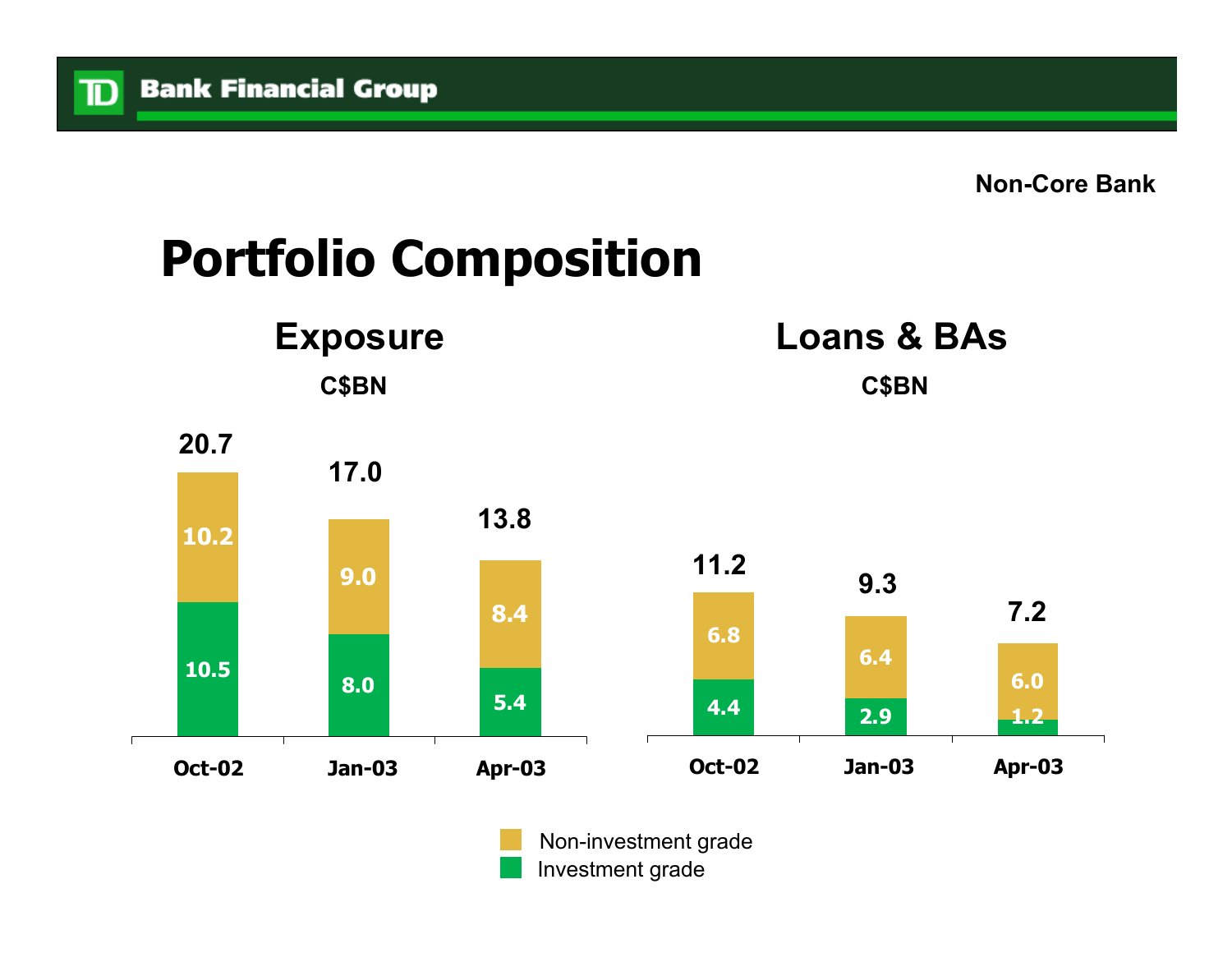Non-Core Bank

# Portfolio Composition

## Exposure

C$BN

| | Oct-02 | Jan-03 | Apr-03 |
|---|---|---|---|
| Non-investment grade | 10.2 | 9.0 | 8.4 |
| Investment grade | 10.5 | 8.0 | 5.4 |
| Total | 20.7 | 17.0 | 13.8 |

## Loans & BAs

C$BN

| | Oct-02 | Jan-03 | Apr-03 |
|---|---|---|---|
| Non-investment grade | 6.8 | 6.4 | 6.0 |
| Investment grade | 4.4 | 2.9 | 1.2 |
| Total | 11.2 | 9.3 | 7.2 |

Non-investment grade
Investment grade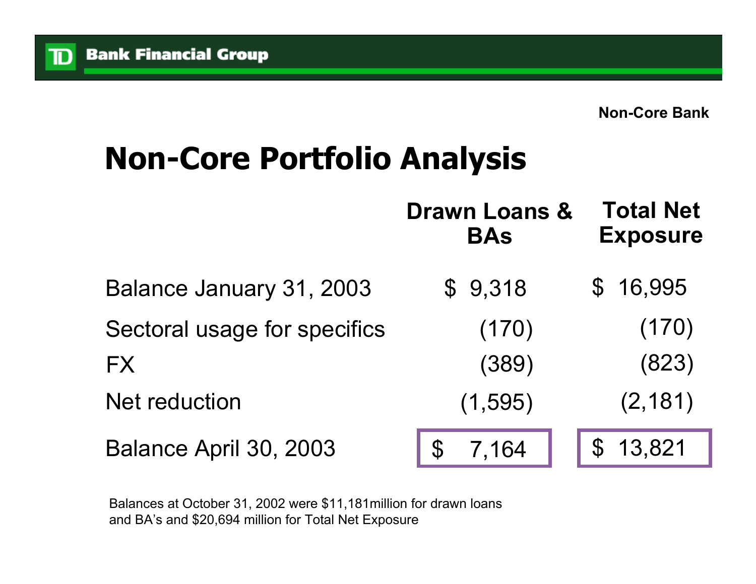Non-Core Bank

# Non-Core Portfolio Analysis

| | Drawn Loans & BAs | Total Net Exposure |
|---|---|---|
| Balance January 31, 2003 | $ 9,318 | $ 16,995 |
| Sectoral usage for specifics | (170) | (170) |
| FX | (389) | (823) |
| Net reduction | (1,595) | (2,181) |
| Balance April 30, 2003 | $ 7,164 | $ 13,821 |

Balances at October 31, 2002 were $11,181million for drawn loans and BA's and $20,694 million for Total Net Exposure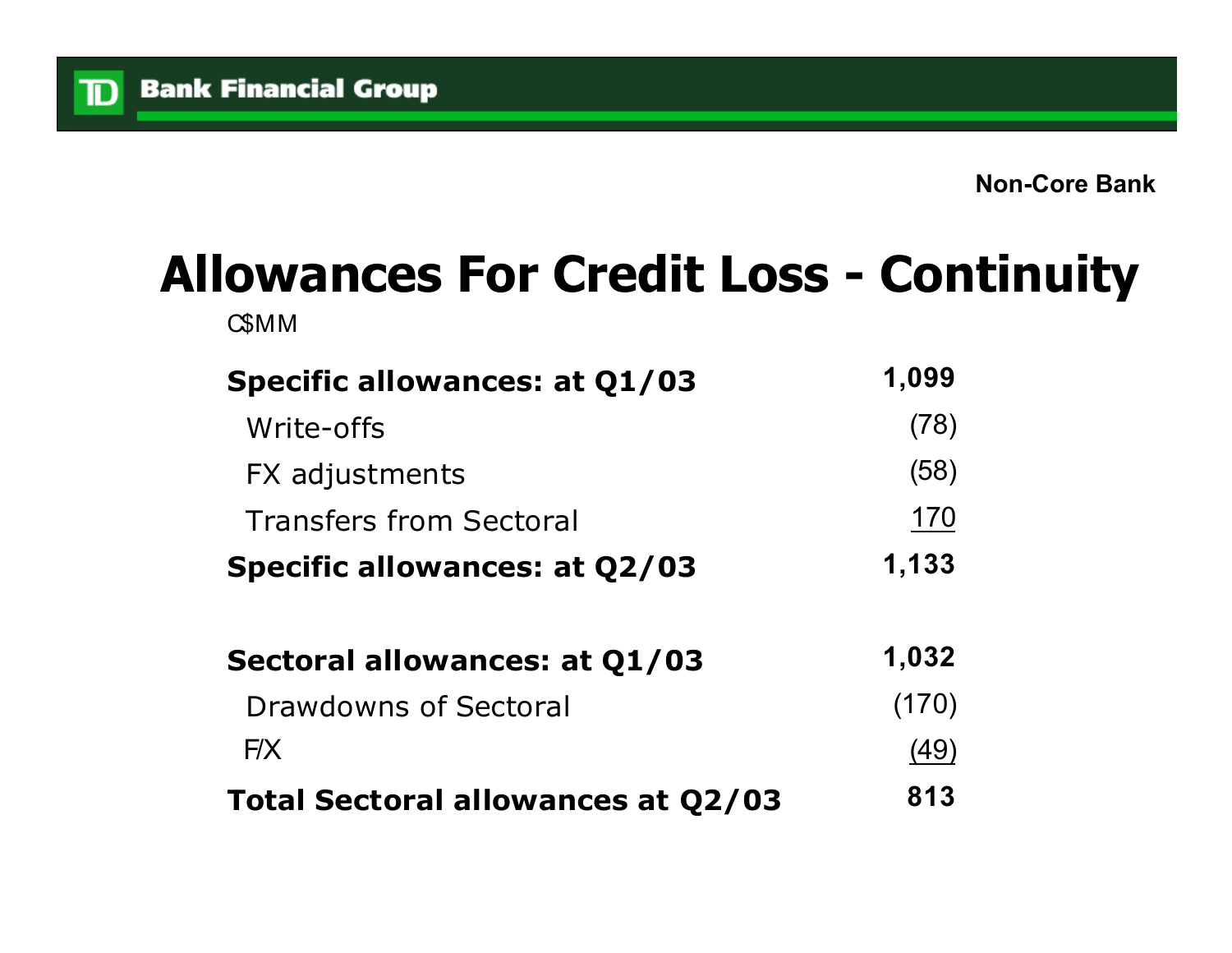Non-Core Bank

# Allowances For Credit Loss - Continuity

C$MM

| | |
|---|---|
| **Specific allowances: at Q1/03** | **1,099** |
| Write-offs | (78) |
| FX adjustments | (58) |
| Transfers from Sectoral | 170 |
| **Specific allowances: at Q2/03** | **1,133** |
| | |
| **Sectoral allowances: at Q1/03** | **1,032** |
| Drawdowns of Sectoral | (170) |
| F/X | (49) |
| **Total Sectoral allowances at Q2/03** | **813** |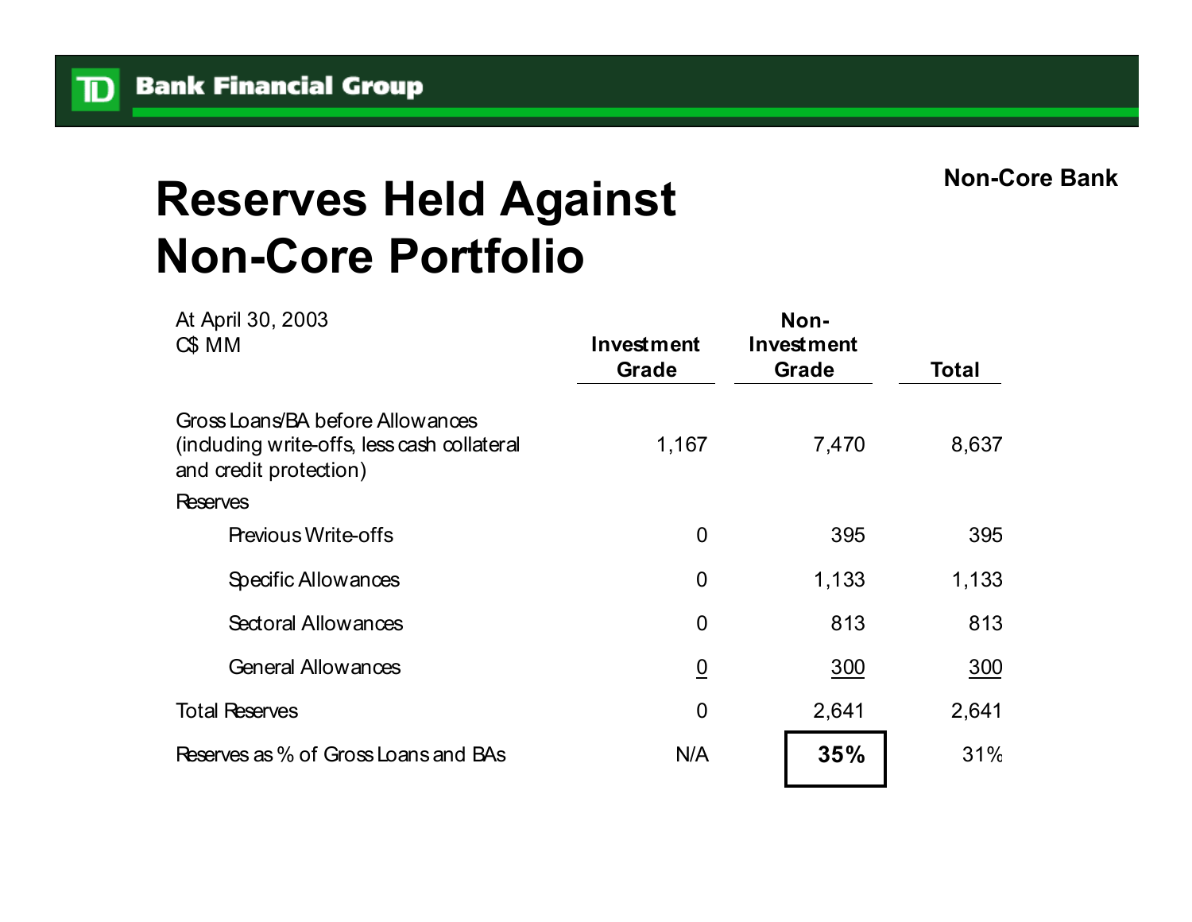Non-Core Bank

# Reserves Held Against Non-Core Portfolio

| At April 30, 2003<br>C$ MM | Investment Grade | Non-Investment Grade | Total |
|---|---|---|---|
| Gross Loans/BA before Allowances (including write-offs, less cash collateral and credit protection) | 1,167 | 7,470 | 8,637 |
| Reserves | | | |
| Previous Write-offs | 0 | 395 | 395 |
| Specific Allowances | 0 | 1,133 | 1,133 |
| Sectoral Allowances | 0 | 813 | 813 |
| General Allowances | 0 | 300 | 300 |
| Total Reserves | 0 | 2,641 | 2,641 |
| Reserves as % of Gross Loans and BAs | N/A | **35%** | 31% |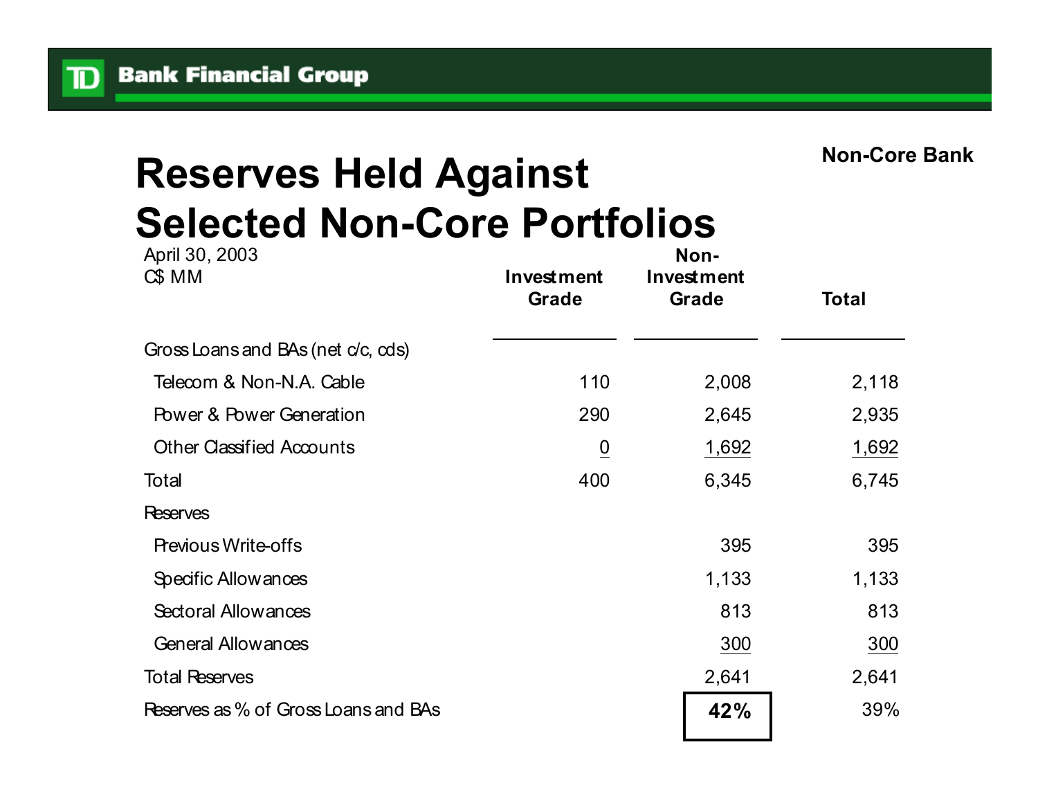Non-Core Bank

# Reserves Held Against Selected Non-Core Portfolios

April 30, 2003
C$ MM

| | Investment Grade | Non-Investment Grade | Total |
|---|---|---|---|
| Gross Loans and BAs (net c/c, cds) | | | |
| Telecom & Non-N.A. Cable | 110 | 2,008 | 2,118 |
| Power & Power Generation | 290 | 2,645 | 2,935 |
| Other Classified Accounts | 0 | 1,692 | 1,692 |
| Total | 400 | 6,345 | 6,745 |
| Reserves | | | |
| Previous Write-offs | | 395 | 395 |
| Specific Allowances | | 1,133 | 1,133 |
| Sectoral Allowances | | 813 | 813 |
| General Allowances | | 300 | 300 |
| Total Reserves | | 2,641 | 2,641 |
| Reserves as % of Gross Loans and BAs | | **42%** | 39% |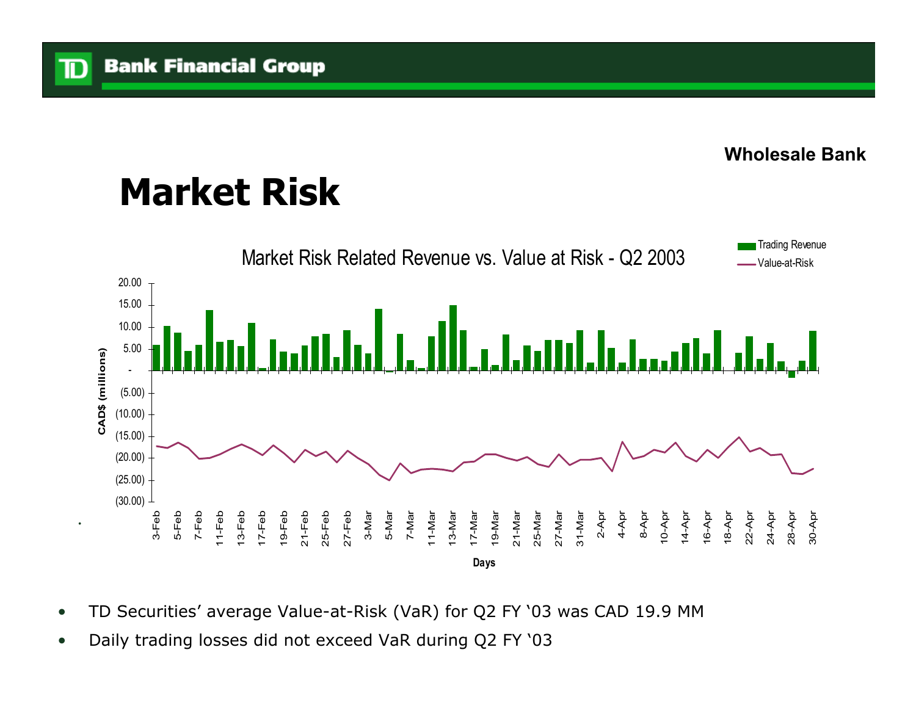Wholesale Bank

# Market Risk

Market Risk Related Revenue vs. Value at Risk - Q2 2003

- TD Securities' average Value-at-Risk (VaR) for Q2 FY '03 was CAD 19.9 MM
- Daily trading losses did not exceed VaR during Q2 FY '03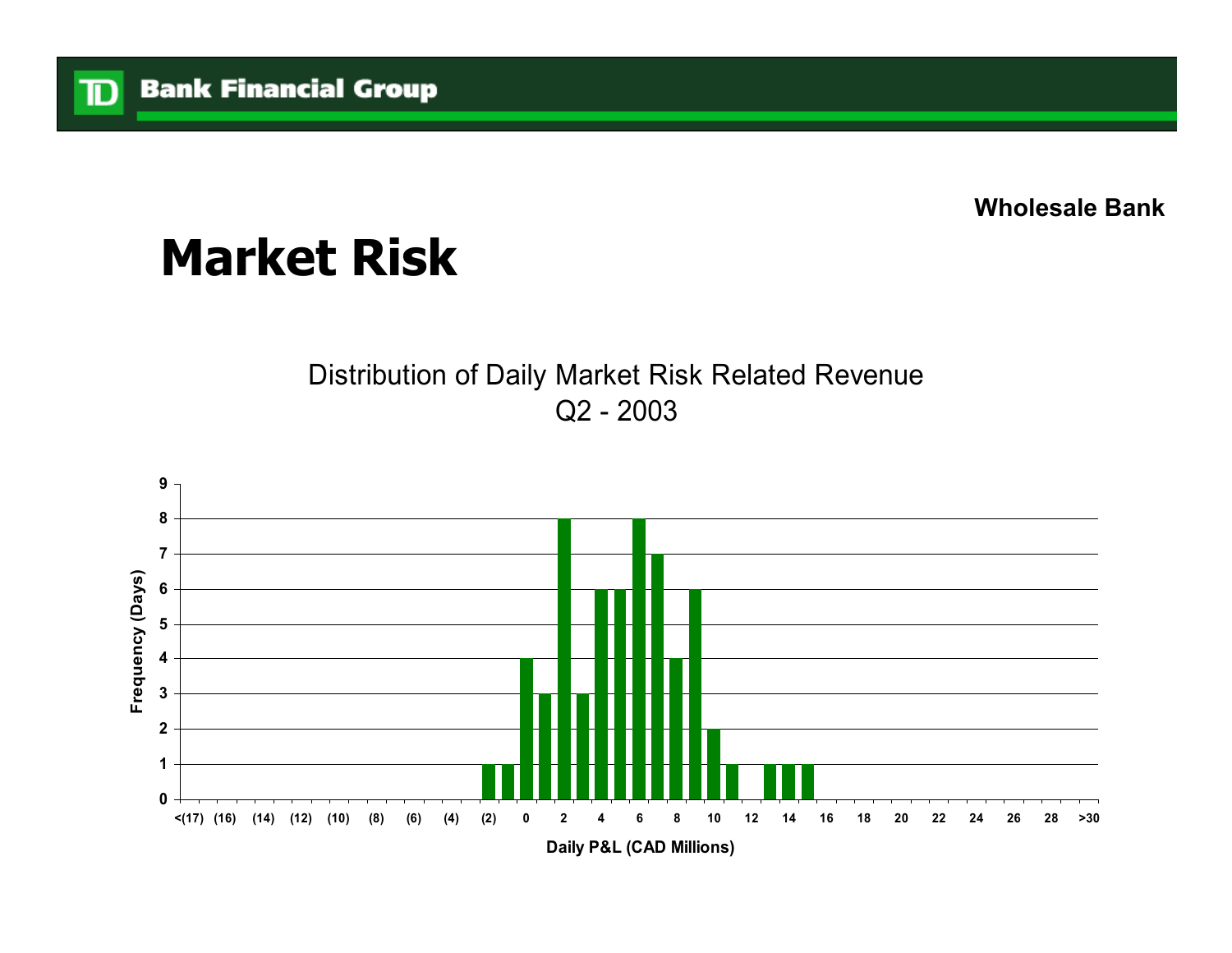Wholesale Bank

# Market Risk

Distribution of Daily Market Risk Related Revenue
Q2 - 2003

| Daily P&L (CAD Millions) | Frequency (Days) |
|---|---|
| (2) | 1 |
| (1) | 1 |
| 0 | 4 |
| 1 | 3 |
| 2 | 8 |
| 3 | 3 |
| 4 | 6 |
| 5 | 6 |
| 6 | 8 |
| 7 | 7 |
| 8 | 4 |
| 9 | 6 |
| 10 | 2 |
| 11 | 1 |
| 13 | 1 |
| 14 | 1 |
| 15 | 1 |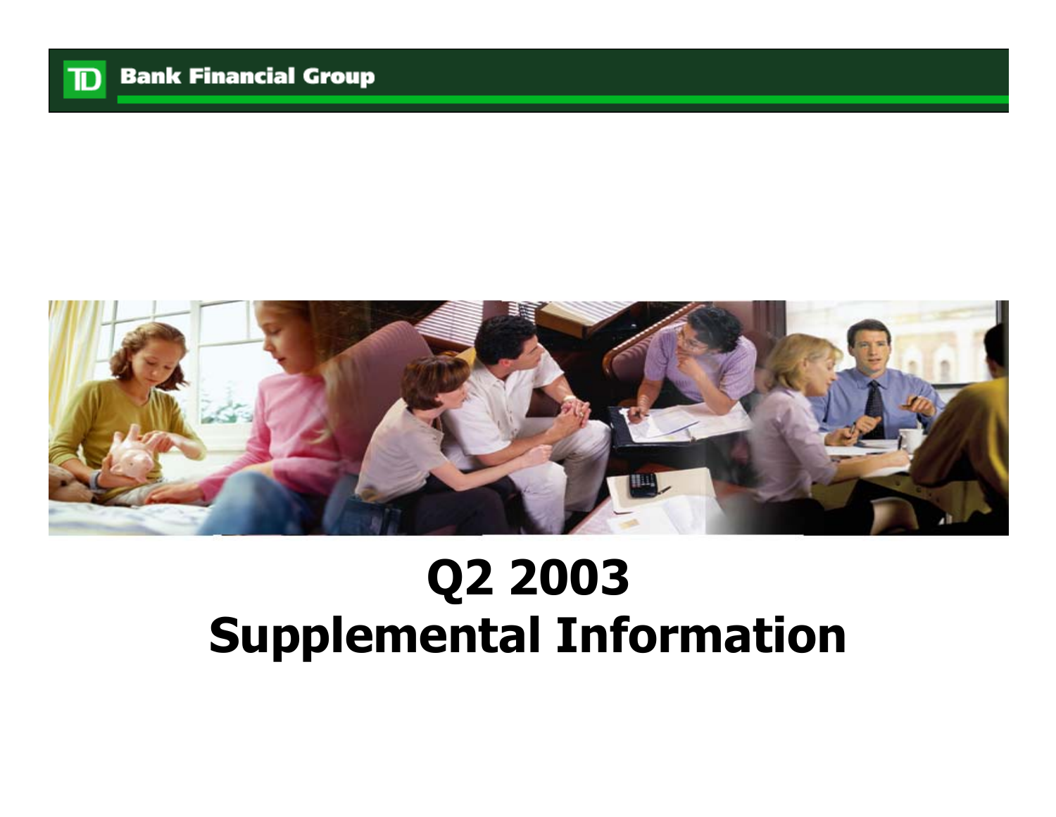TD Bank Financial Group

# Q2 2003
# Supplemental Information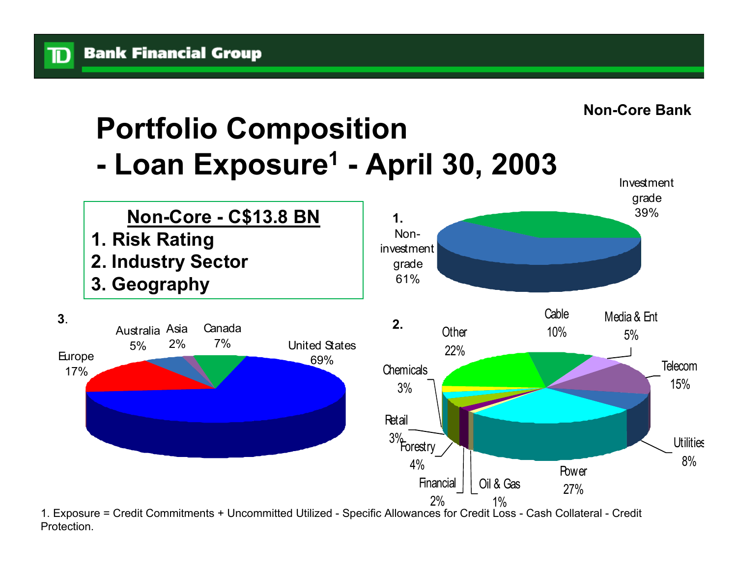Non-Core Bank

# Portfolio Composition - Loan Exposure[1] - April 30, 2003

**Non-Core - C$13.8 BN**

1. Risk Rating
2. Industry Sector
3. Geography

**1.**

| Risk Rating | % |
|---|---|
| Investment grade | 39% |
| Non-investment grade | 61% |

**2.**

| Industry Sector | % |
|---|---|
| Cable | 10% |
| Media & Ent | 5% |
| Telecom | 15% |
| Utilities | 8% |
| Power | 27% |
| Oil & Gas | 1% |
| Financial | 2% |
| Forestry | 4% |
| Retail | 3% |
| Chemicals | 3% |
| Other | 22% |

**3.**

| Geography | % |
|---|---|
| United States | 69% |
| Europe | 17% |
| Australia | 5% |
| Asia | 2% |
| Canada | 7% |

1. Exposure = Credit Commitments + Uncommitted Utilized - Specific Allowances for Credit Loss - Cash Collateral - Credit Protection.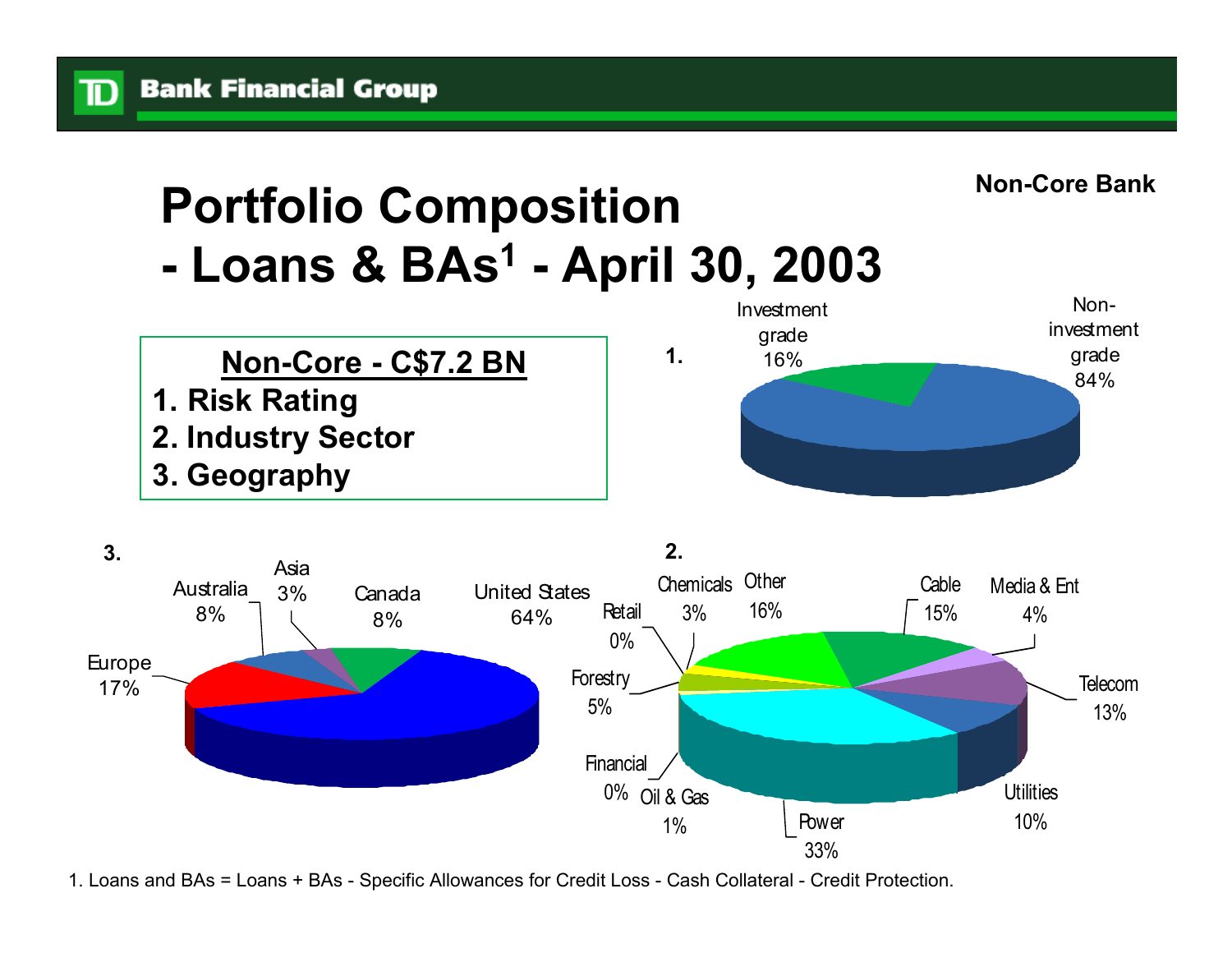Non-Core Bank

# Portfolio Composition - Loans & BAs[1] - April 30, 2003

**Non-Core - C$7.2 BN**

1. Risk Rating
2. Industry Sector
3. Geography

**1.**

| Risk Rating | % |
|---|---|
| Investment grade | 16% |
| Non-investment grade | 84% |

**2.**

| Industry Sector | % |
|---|---|
| Retail | 0% |
| Chemicals | 3% |
| Other | 16% |
| Cable | 15% |
| Media & Ent | 4% |
| Telecom | 13% |
| Utilities | 10% |
| Power | 33% |
| Oil & Gas | 1% |
| Financial | 0% |
| Forestry | 5% |

**3.**

| Geography | % |
|---|---|
| Australia | 8% |
| Asia | 3% |
| Canada | 8% |
| United States | 64% |
| Europe | 17% |

1. Loans and BAs = Loans + BAs - Specific Allowances for Credit Loss - Cash Collateral - Credit Protection.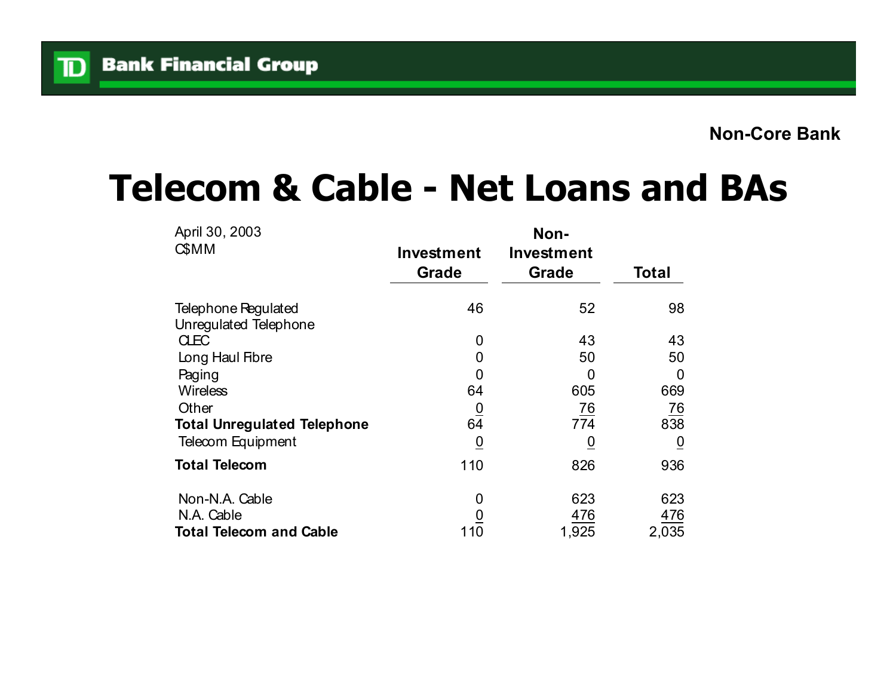Non-Core Bank

# Telecom & Cable - Net Loans and BAs

| April 30, 2003<br>C$MM | Investment Grade | Non-Investment Grade | Total |
|---|---|---|---|
| Telephone Regulated | 46 | 52 | 98 |
| Unregulated Telephone | | | |
| CLEC | 0 | 43 | 43 |
| Long Haul Fibre | 0 | 50 | 50 |
| Paging | 0 | 0 | 0 |
| Wireless | 64 | 605 | 669 |
| Other | 0 | 76 | 76 |
| **Total Unregulated Telephone** | 64 | 774 | 838 |
| Telecom Equipment | 0 | 0 | 0 |
| **Total Telecom** | 110 | 826 | 936 |
| Non-N.A. Cable | 0 | 623 | 623 |
| N.A. Cable | 0 | 476 | 476 |
| **Total Telecom and Cable** | 110 | 1,925 | 2,035 |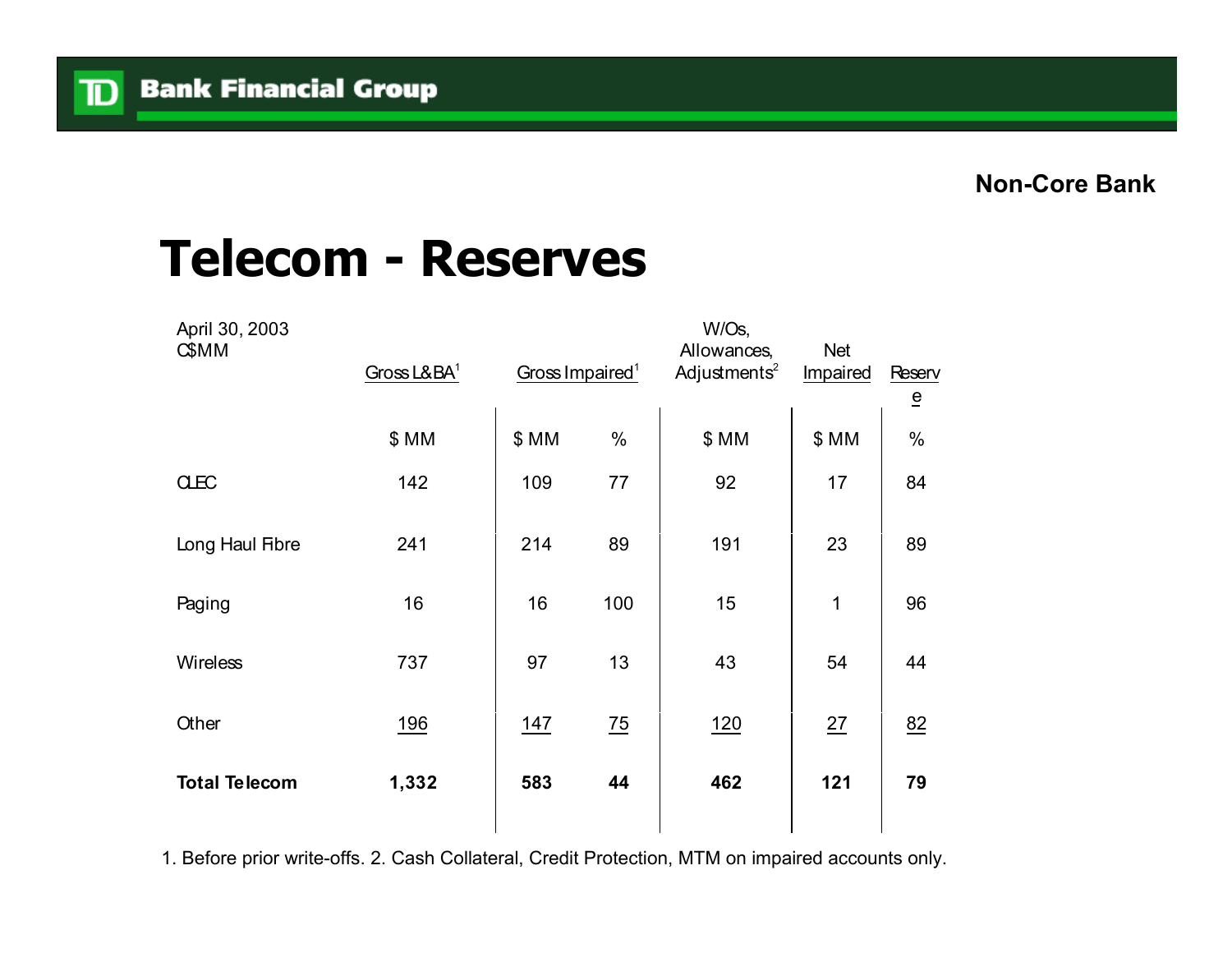Non-Core Bank

# Telecom - Reserves

| April 30, 2003<br>C$MM | Gross L&BA[1] | Gross Impaired[1] | | W/Os, Allowances, Adjustments[2] | Net Impaired | Reserve |
|---|---|---|---|---|---|---|
| | $ MM | $ MM | % | $ MM | $ MM | % |
| CLEC | 142 | 109 | 77 | 92 | 17 | 84 |
| Long Haul Fibre | 241 | 214 | 89 | 191 | 23 | 89 |
| Paging | 16 | 16 | 100 | 15 | 1 | 96 |
| Wireless | 737 | 97 | 13 | 43 | 54 | 44 |
| Other | 196 | 147 | 75 | 120 | 27 | 82 |
| **Total Telecom** | **1,332** | **583** | **44** | **462** | **121** | **79** |

1. Before prior write-offs. 2. Cash Collateral, Credit Protection, MTM on impaired accounts only.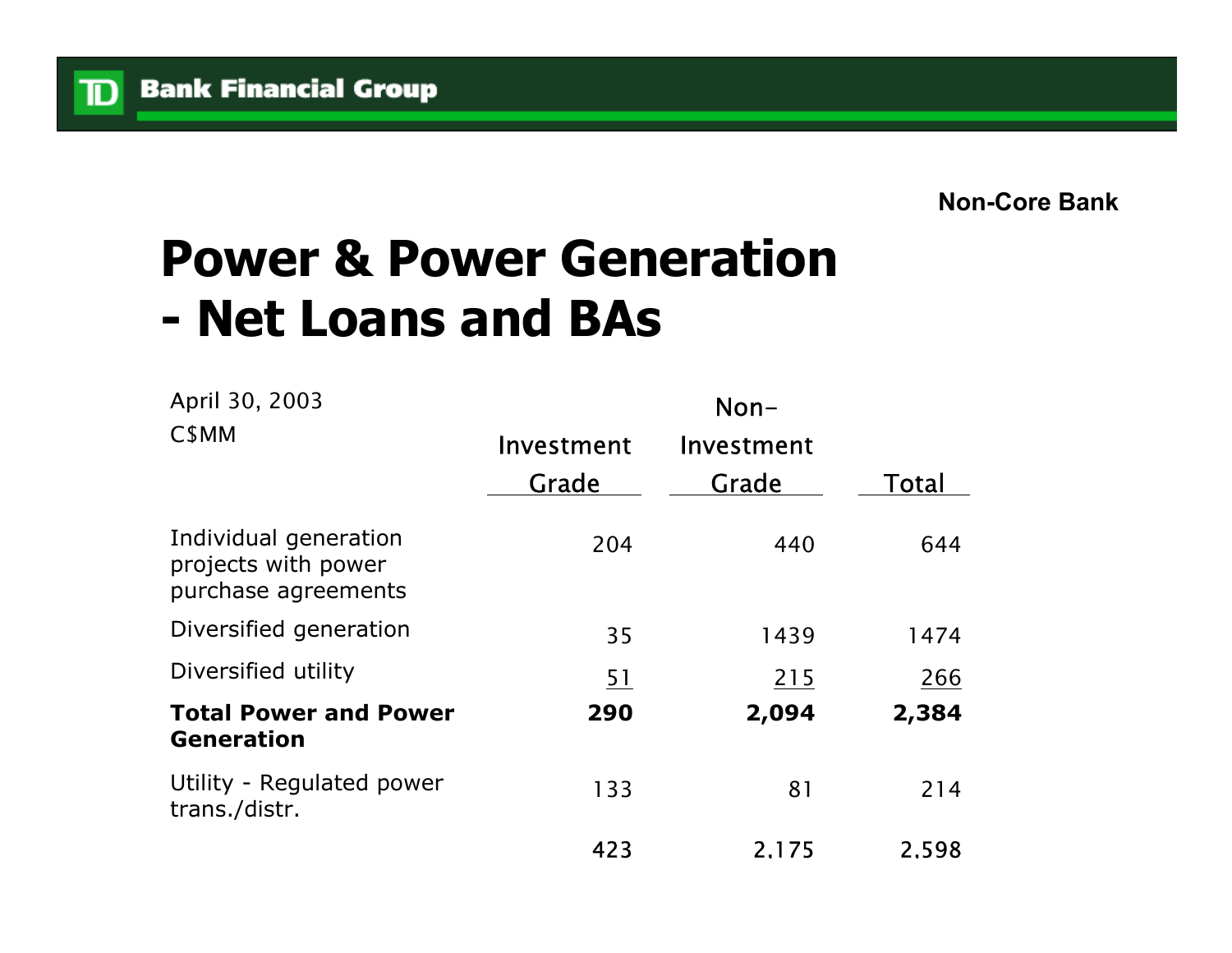Non-Core Bank

# Power & Power Generation - Net Loans and BAs

| April 30, 2003<br>C$MM | Investment Grade | Non-Investment Grade | Total |
|---|---|---|---|
| Individual generation projects with power purchase agreements | 204 | 440 | 644 |
| Diversified generation | 35 | 1439 | 1474 |
| Diversified utility | 51 | 215 | 266 |
| **Total Power and Power Generation** | **290** | **2,094** | **2,384** |
| Utility - Regulated power trans./distr. | 133 | 81 | 214 |
| | 423 | 2,175 | 2,598 |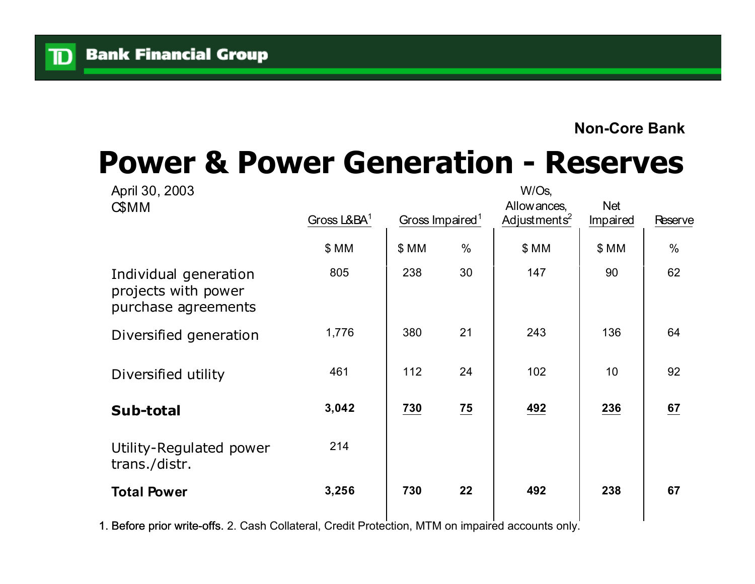Non-Core Bank

# Power & Power Generation - Reserves

April 30, 2003
C$MM

| | Gross L&BA[1] | Gross Impaired[1] | | W/Os, Allowances, Adjustments[2] | Net Impaired | Reserve |
|---|---|---|---|---|---|---|
| | $ MM | $ MM | % | $ MM | $ MM | % |
| Individual generation projects with power purchase agreements | 805 | 238 | 30 | 147 | 90 | 62 |
| Diversified generation | 1,776 | 380 | 21 | 243 | 136 | 64 |
| Diversified utility | 461 | 112 | 24 | 102 | 10 | 92 |
| **Sub-total** | **3,042** | **730** | **75** | **492** | **236** | **67** |
| Utility-Regulated power trans./distr. | 214 | | | | | |
| **Total Power** | **3,256** | **730** | **22** | **492** | **238** | **67** |

1. Before prior write-offs. 2. Cash Collateral, Credit Protection, MTM on impaired accounts only.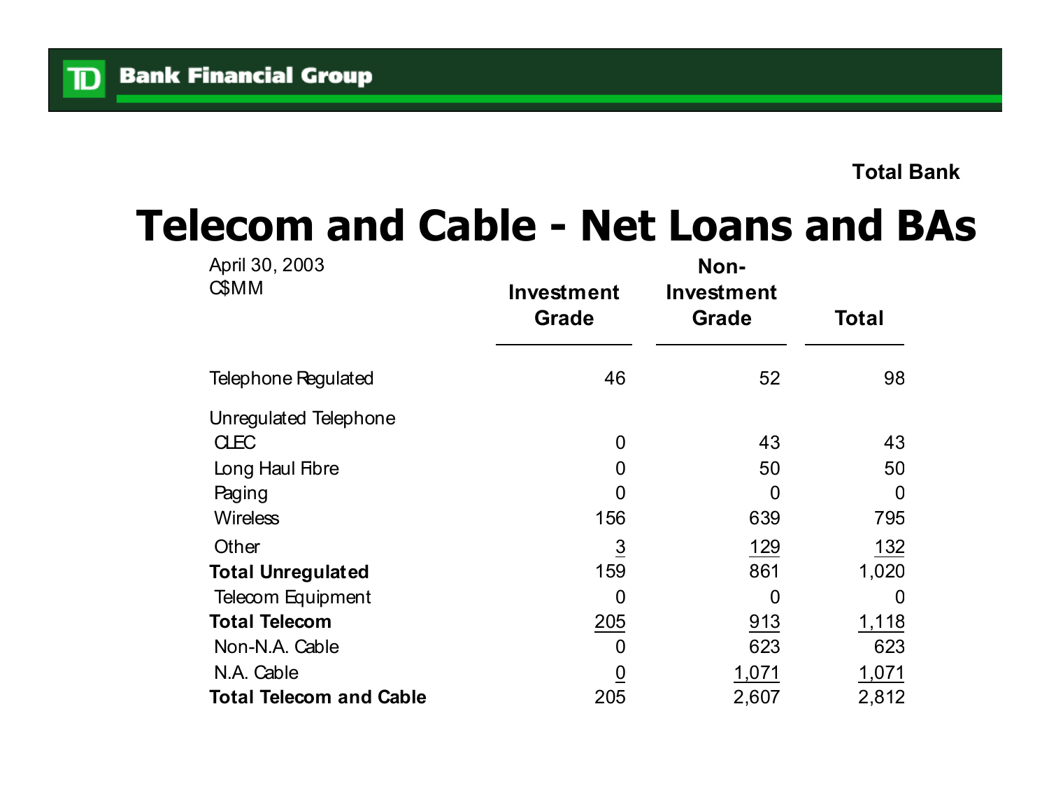Total Bank

# Telecom and Cable - Net Loans and BAs

| April 30, 2003<br>C$MM | Investment Grade | Non-Investment Grade | Total |
|---|---|---|---|
| Telephone Regulated | 46 | 52 | 98 |
| Unregulated Telephone | | | |
| CLEC | 0 | 43 | 43 |
| Long Haul Fibre | 0 | 50 | 50 |
| Paging | 0 | 0 | 0 |
| Wireless | 156 | 639 | 795 |
| Other | 3 | 129 | 132 |
| **Total Unregulated** | 159 | 861 | 1,020 |
| Telecom Equipment | 0 | 0 | 0 |
| **Total Telecom** | 205 | 913 | 1,118 |
| Non-N.A. Cable | 0 | 623 | 623 |
| N.A. Cable | 0 | 1,071 | 1,071 |
| **Total Telecom and Cable** | 205 | 2,607 | 2,812 |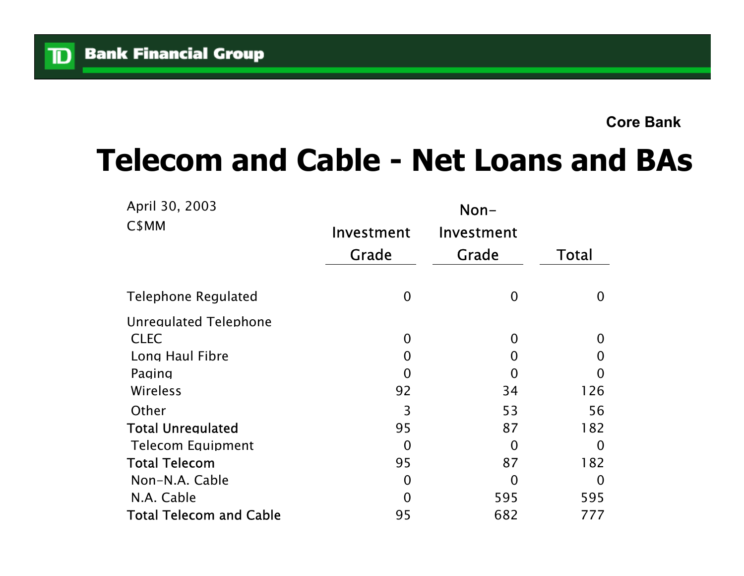Core Bank

# Telecom and Cable - Net Loans and BAs

| April 30, 2003<br>C$MM | Investment Grade | Non-Investment Grade | Total |
|---|---|---|---|
| Telephone Regulated | 0 | 0 | 0 |
| Unregulated Telephone | | | |
| CLEC | 0 | 0 | 0 |
| Long Haul Fibre | 0 | 0 | 0 |
| Paging | 0 | 0 | 0 |
| Wireless | 92 | 34 | 126 |
| Other | 3 | 53 | 56 |
| **Total Unregulated** | 95 | 87 | 182 |
| Telecom Equipment | 0 | 0 | 0 |
| **Total Telecom** | 95 | 87 | 182 |
| Non-N.A. Cable | 0 | 0 | 0 |
| N.A. Cable | 0 | 595 | 595 |
| **Total Telecom and Cable** | 95 | 682 | 777 |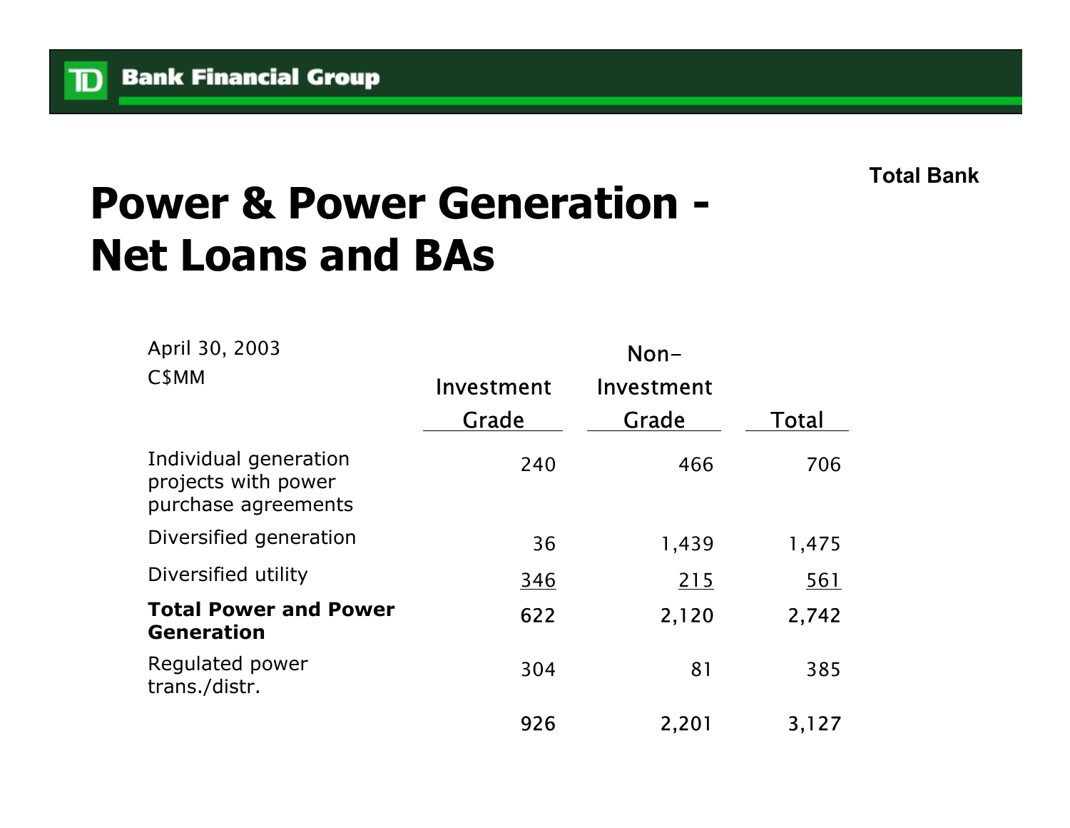Total Bank

# Power & Power Generation - Net Loans and BAs

| April 30, 2003<br>C$MM | Investment Grade | Non-Investment Grade | Total |
|---|---|---|---|
| Individual generation projects with power purchase agreements | 240 | 466 | 706 |
| Diversified generation | 36 | 1,439 | 1,475 |
| Diversified utility | 346 | 215 | 561 |
| **Total Power and Power Generation** | 622 | 2,120 | 2,742 |
| Regulated power trans./distr. | 304 | 81 | 385 |
| | 926 | 2,201 | 3,127 |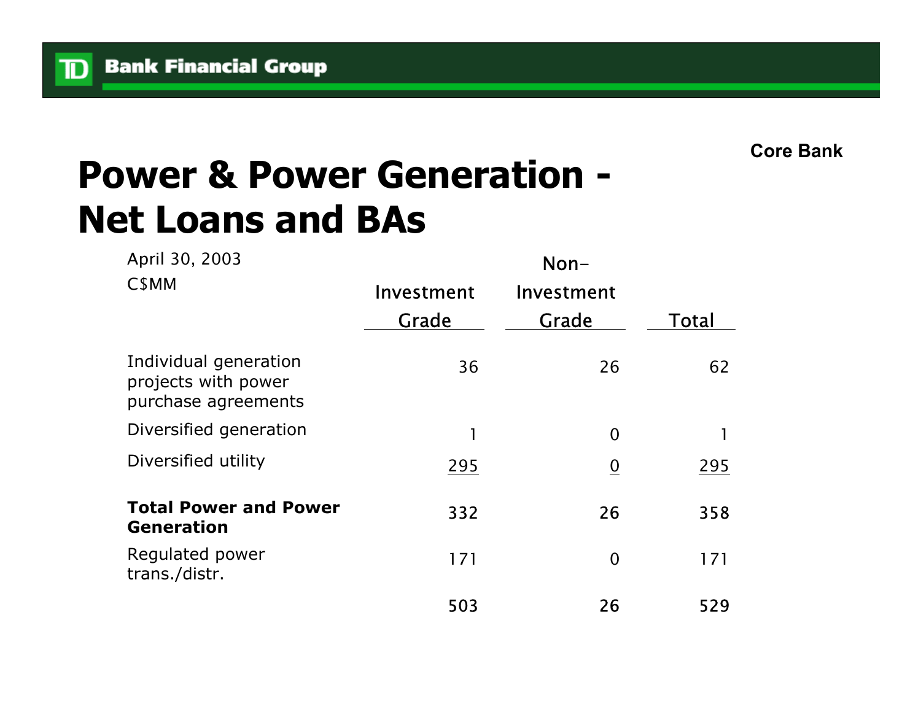Core Bank

# Power & Power Generation - Net Loans and BAs

April 30, 2003
C$MM

| | Investment Grade | Non-Investment Grade | Total |
|---|---|---|---|
| Individual generation projects with power purchase agreements | 36 | 26 | 62 |
| Diversified generation | 1 | 0 | 1 |
| Diversified utility | 295 | 0 | 295 |
| **Total Power and Power Generation** | 332 | 26 | 358 |
| Regulated power trans./distr. | 171 | 0 | 171 |
| | 503 | 26 | 529 |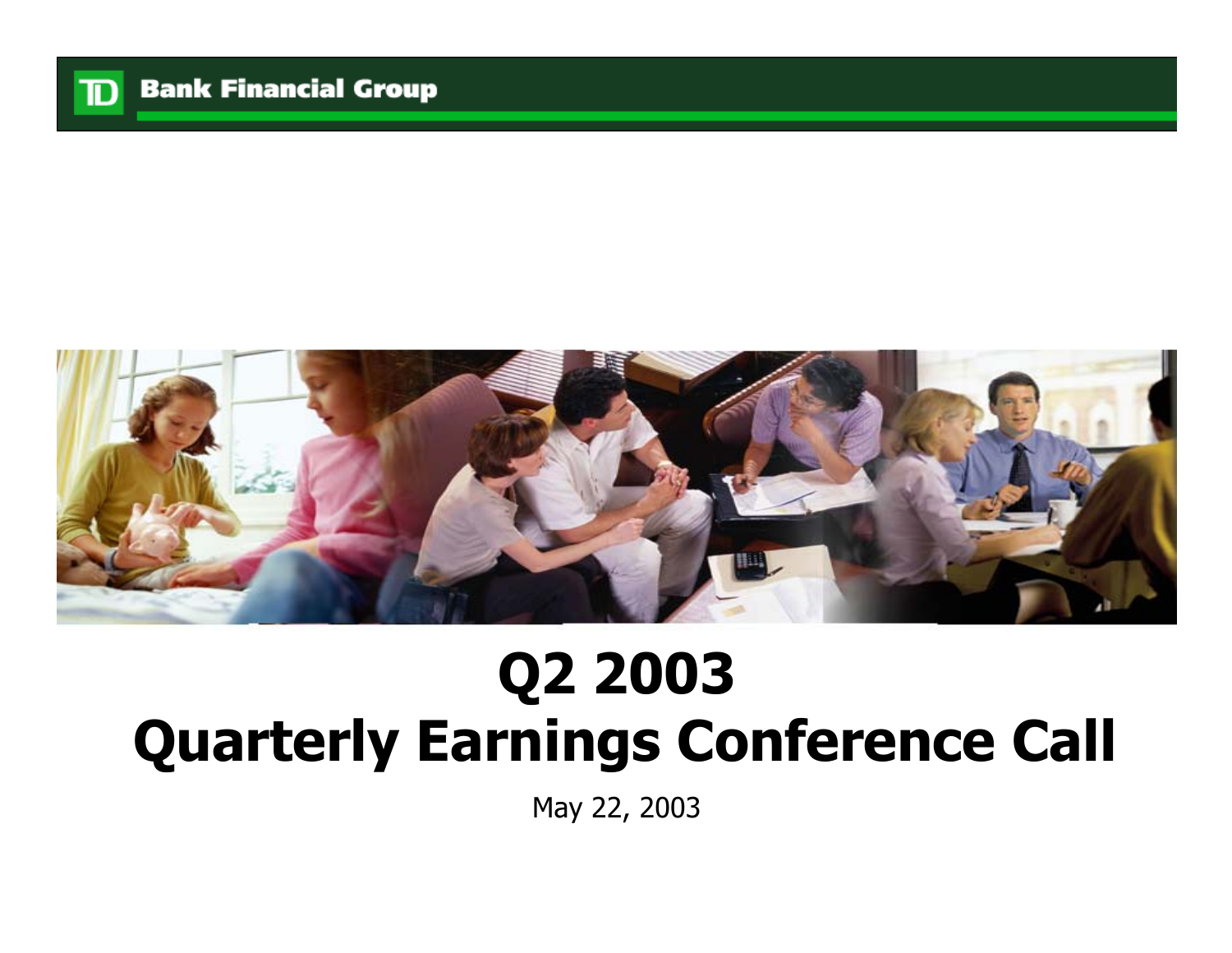TD Bank Financial Group

# Q2 2003
# Quarterly Earnings Conference Call

May 22, 2003